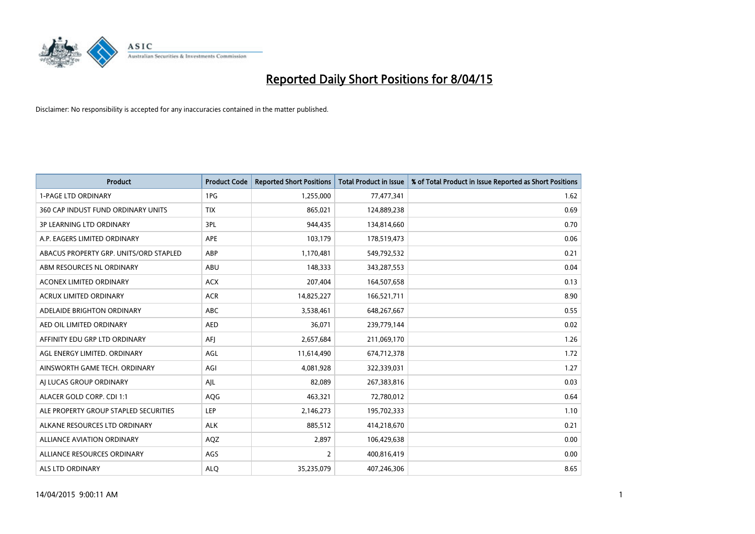# Reported Daily Short Positions for 8/04/15

Disclaimer: No responsibility is accepted for any inaccuracies contained in the matter published.

| Product | Product Code | Reported Short Positions | Total Product in Issue | % of Total Product in Issue Reported as Short Positions |
|---|---|---|---|---|
| 1-PAGE LTD ORDINARY | 1PG | 1,255,000 | 77,477,341 | 1.62 |
| 360 CAP INDUST FUND ORDINARY UNITS | TIX | 865,021 | 124,889,238 | 0.69 |
| 3P LEARNING LTD ORDINARY | 3PL | 944,435 | 134,814,660 | 0.70 |
| A.P. EAGERS LIMITED ORDINARY | APE | 103,179 | 178,519,473 | 0.06 |
| ABACUS PROPERTY GRP. UNITS/ORD STAPLED | ABP | 1,170,481 | 549,792,532 | 0.21 |
| ABM RESOURCES NL ORDINARY | ABU | 148,333 | 343,287,553 | 0.04 |
| ACONEX LIMITED ORDINARY | ACX | 207,404 | 164,507,658 | 0.13 |
| ACRUX LIMITED ORDINARY | ACR | 14,825,227 | 166,521,711 | 8.90 |
| ADELAIDE BRIGHTON ORDINARY | ABC | 3,538,461 | 648,267,667 | 0.55 |
| AED OIL LIMITED ORDINARY | AED | 36,071 | 239,779,144 | 0.02 |
| AFFINITY EDU GRP LTD ORDINARY | AFJ | 2,657,684 | 211,069,170 | 1.26 |
| AGL ENERGY LIMITED. ORDINARY | AGL | 11,614,490 | 674,712,378 | 1.72 |
| AINSWORTH GAME TECH. ORDINARY | AGI | 4,081,928 | 322,339,031 | 1.27 |
| AJ LUCAS GROUP ORDINARY | AJL | 82,089 | 267,383,816 | 0.03 |
| ALACER GOLD CORP. CDI 1:1 | AQG | 463,321 | 72,780,012 | 0.64 |
| ALE PROPERTY GROUP STAPLED SECURITIES | LEP | 2,146,273 | 195,702,333 | 1.10 |
| ALKANE RESOURCES LTD ORDINARY | ALK | 885,512 | 414,218,670 | 0.21 |
| ALLIANCE AVIATION ORDINARY | AQZ | 2,897 | 106,429,638 | 0.00 |
| ALLIANCE RESOURCES ORDINARY | AGS | 2 | 400,816,419 | 0.00 |
| ALS LTD ORDINARY | ALQ | 35,235,079 | 407,246,306 | 8.65 |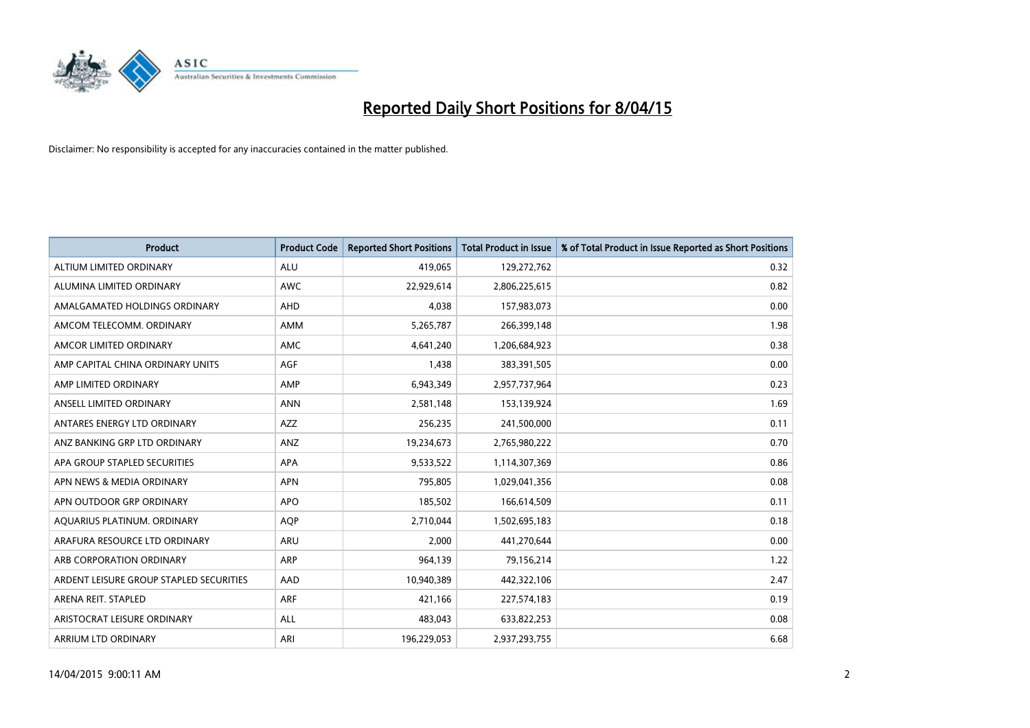# Reported Daily Short Positions for 8/04/15

Disclaimer: No responsibility is accepted for any inaccuracies contained in the matter published.

| Product | Product Code | Reported Short Positions | Total Product in Issue | % of Total Product in Issue Reported as Short Positions |
| --- | --- | --- | --- | --- |
| ALTIUM LIMITED ORDINARY | ALU | 419,065 | 129,272,762 | 0.32 |
| ALUMINA LIMITED ORDINARY | AWC | 22,929,614 | 2,806,225,615 | 0.82 |
| AMALGAMATED HOLDINGS ORDINARY | AHD | 4,038 | 157,983,073 | 0.00 |
| AMCOM TELECOMM. ORDINARY | AMM | 5,265,787 | 266,399,148 | 1.98 |
| AMCOR LIMITED ORDINARY | AMC | 4,641,240 | 1,206,684,923 | 0.38 |
| AMP CAPITAL CHINA ORDINARY UNITS | AGF | 1,438 | 383,391,505 | 0.00 |
| AMP LIMITED ORDINARY | AMP | 6,943,349 | 2,957,737,964 | 0.23 |
| ANSELL LIMITED ORDINARY | ANN | 2,581,148 | 153,139,924 | 1.69 |
| ANTARES ENERGY LTD ORDINARY | AZZ | 256,235 | 241,500,000 | 0.11 |
| ANZ BANKING GRP LTD ORDINARY | ANZ | 19,234,673 | 2,765,980,222 | 0.70 |
| APA GROUP STAPLED SECURITIES | APA | 9,533,522 | 1,114,307,369 | 0.86 |
| APN NEWS & MEDIA ORDINARY | APN | 795,805 | 1,029,041,356 | 0.08 |
| APN OUTDOOR GRP ORDINARY | APO | 185,502 | 166,614,509 | 0.11 |
| AQUARIUS PLATINUM. ORDINARY | AQP | 2,710,044 | 1,502,695,183 | 0.18 |
| ARAFURA RESOURCE LTD ORDINARY | ARU | 2,000 | 441,270,644 | 0.00 |
| ARB CORPORATION ORDINARY | ARP | 964,139 | 79,156,214 | 1.22 |
| ARDENT LEISURE GROUP STAPLED SECURITIES | AAD | 10,940,389 | 442,322,106 | 2.47 |
| ARENA REIT. STAPLED | ARF | 421,166 | 227,574,183 | 0.19 |
| ARISTOCRAT LEISURE ORDINARY | ALL | 483,043 | 633,822,253 | 0.08 |
| ARRIUM LTD ORDINARY | ARI | 196,229,053 | 2,937,293,755 | 6.68 |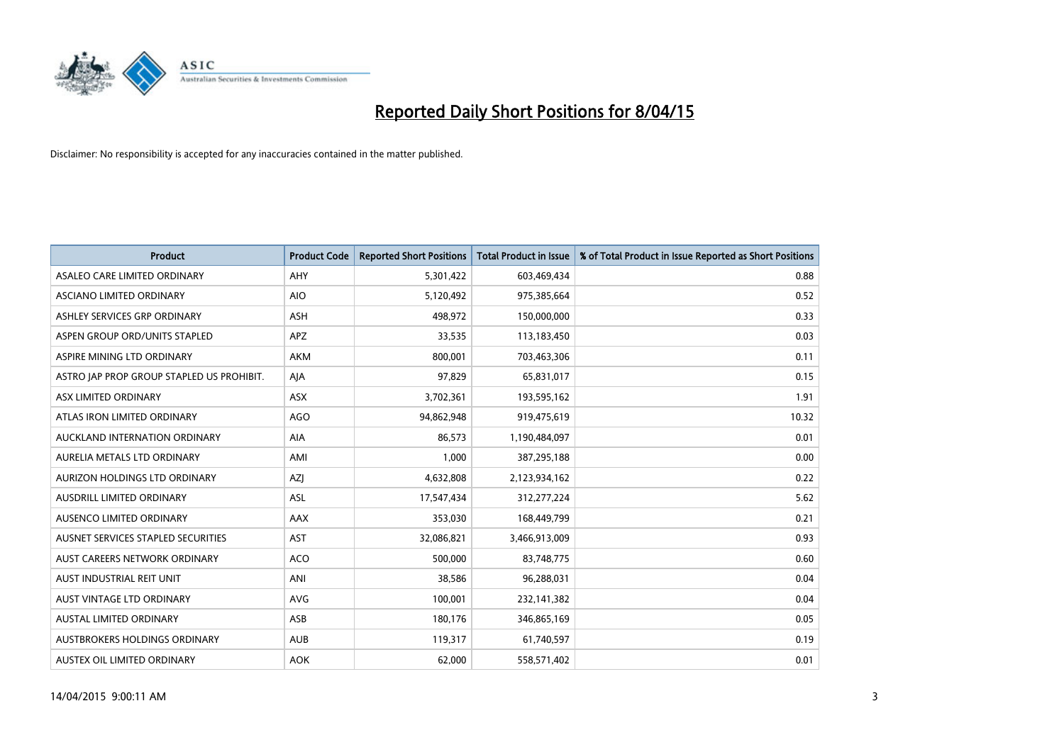# Reported Daily Short Positions for 8/04/15

Disclaimer: No responsibility is accepted for any inaccuracies contained in the matter published.

| Product | Product Code | Reported Short Positions | Total Product in Issue | % of Total Product in Issue Reported as Short Positions |
|---|---|---|---|---|
| ASALEO CARE LIMITED ORDINARY | AHY | 5,301,422 | 603,469,434 | 0.88 |
| ASCIANO LIMITED ORDINARY | AIO | 5,120,492 | 975,385,664 | 0.52 |
| ASHLEY SERVICES GRP ORDINARY | ASH | 498,972 | 150,000,000 | 0.33 |
| ASPEN GROUP ORD/UNITS STAPLED | APZ | 33,535 | 113,183,450 | 0.03 |
| ASPIRE MINING LTD ORDINARY | AKM | 800,001 | 703,463,306 | 0.11 |
| ASTRO JAP PROP GROUP STAPLED US PROHIBIT. | AJA | 97,829 | 65,831,017 | 0.15 |
| ASX LIMITED ORDINARY | ASX | 3,702,361 | 193,595,162 | 1.91 |
| ATLAS IRON LIMITED ORDINARY | AGO | 94,862,948 | 919,475,619 | 10.32 |
| AUCKLAND INTERNATION ORDINARY | AIA | 86,573 | 1,190,484,097 | 0.01 |
| AURELIA METALS LTD ORDINARY | AMI | 1,000 | 387,295,188 | 0.00 |
| AURIZON HOLDINGS LTD ORDINARY | AZJ | 4,632,808 | 2,123,934,162 | 0.22 |
| AUSDRILL LIMITED ORDINARY | ASL | 17,547,434 | 312,277,224 | 5.62 |
| AUSENCO LIMITED ORDINARY | AAX | 353,030 | 168,449,799 | 0.21 |
| AUSNET SERVICES STAPLED SECURITIES | AST | 32,086,821 | 3,466,913,009 | 0.93 |
| AUST CAREERS NETWORK ORDINARY | ACO | 500,000 | 83,748,775 | 0.60 |
| AUST INDUSTRIAL REIT UNIT | ANI | 38,586 | 96,288,031 | 0.04 |
| AUST VINTAGE LTD ORDINARY | AVG | 100,001 | 232,141,382 | 0.04 |
| AUSTAL LIMITED ORDINARY | ASB | 180,176 | 346,865,169 | 0.05 |
| AUSTBROKERS HOLDINGS ORDINARY | AUB | 119,317 | 61,740,597 | 0.19 |
| AUSTEX OIL LIMITED ORDINARY | AOK | 62,000 | 558,571,402 | 0.01 |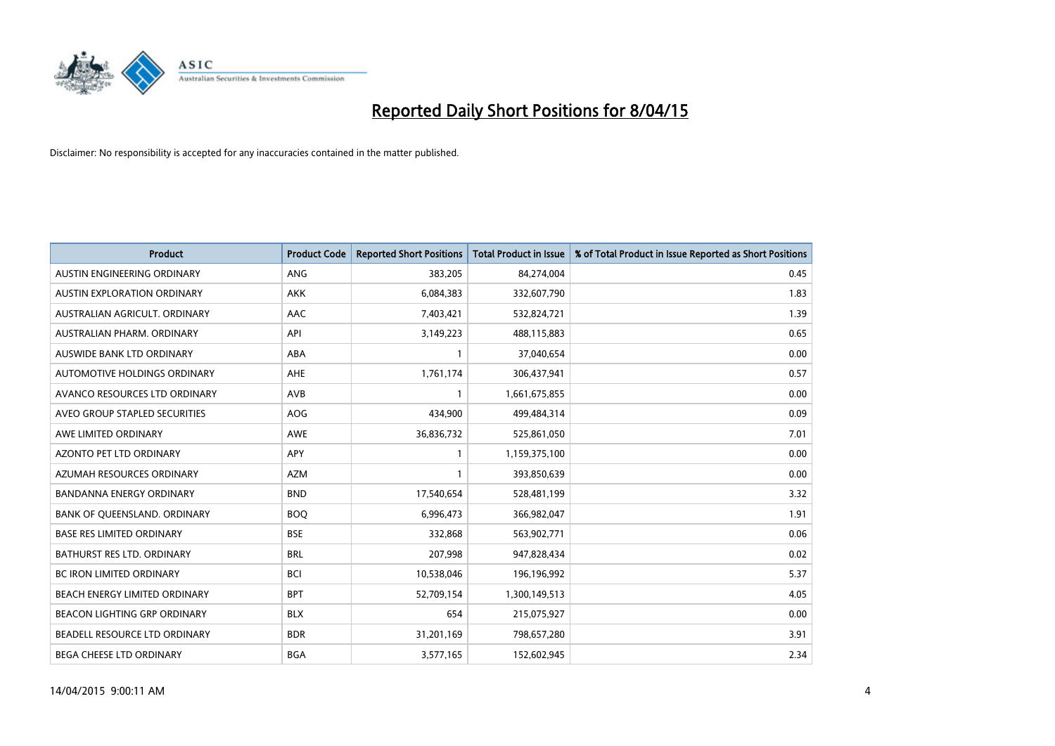# Reported Daily Short Positions for 8/04/15

Disclaimer: No responsibility is accepted for any inaccuracies contained in the matter published.

| Product | Product Code | Reported Short Positions | Total Product in Issue | % of Total Product in Issue Reported as Short Positions |
|---|---|---|---|---|
| AUSTIN ENGINEERING ORDINARY | ANG | 383,205 | 84,274,004 | 0.45 |
| AUSTIN EXPLORATION ORDINARY | AKK | 6,084,383 | 332,607,790 | 1.83 |
| AUSTRALIAN AGRICULT. ORDINARY | AAC | 7,403,421 | 532,824,721 | 1.39 |
| AUSTRALIAN PHARM. ORDINARY | API | 3,149,223 | 488,115,883 | 0.65 |
| AUSWIDE BANK LTD ORDINARY | ABA | 1 | 37,040,654 | 0.00 |
| AUTOMOTIVE HOLDINGS ORDINARY | AHE | 1,761,174 | 306,437,941 | 0.57 |
| AVANCO RESOURCES LTD ORDINARY | AVB | 1 | 1,661,675,855 | 0.00 |
| AVEO GROUP STAPLED SECURITIES | AOG | 434,900 | 499,484,314 | 0.09 |
| AWE LIMITED ORDINARY | AWE | 36,836,732 | 525,861,050 | 7.01 |
| AZONTO PET LTD ORDINARY | APY | 1 | 1,159,375,100 | 0.00 |
| AZUMAH RESOURCES ORDINARY | AZM | 1 | 393,850,639 | 0.00 |
| BANDANNA ENERGY ORDINARY | BND | 17,540,654 | 528,481,199 | 3.32 |
| BANK OF QUEENSLAND. ORDINARY | BOQ | 6,996,473 | 366,982,047 | 1.91 |
| BASE RES LIMITED ORDINARY | BSE | 332,868 | 563,902,771 | 0.06 |
| BATHURST RES LTD. ORDINARY | BRL | 207,998 | 947,828,434 | 0.02 |
| BC IRON LIMITED ORDINARY | BCI | 10,538,046 | 196,196,992 | 5.37 |
| BEACH ENERGY LIMITED ORDINARY | BPT | 52,709,154 | 1,300,149,513 | 4.05 |
| BEACON LIGHTING GRP ORDINARY | BLX | 654 | 215,075,927 | 0.00 |
| BEADELL RESOURCE LTD ORDINARY | BDR | 31,201,169 | 798,657,280 | 3.91 |
| BEGA CHEESE LTD ORDINARY | BGA | 3,577,165 | 152,602,945 | 2.34 |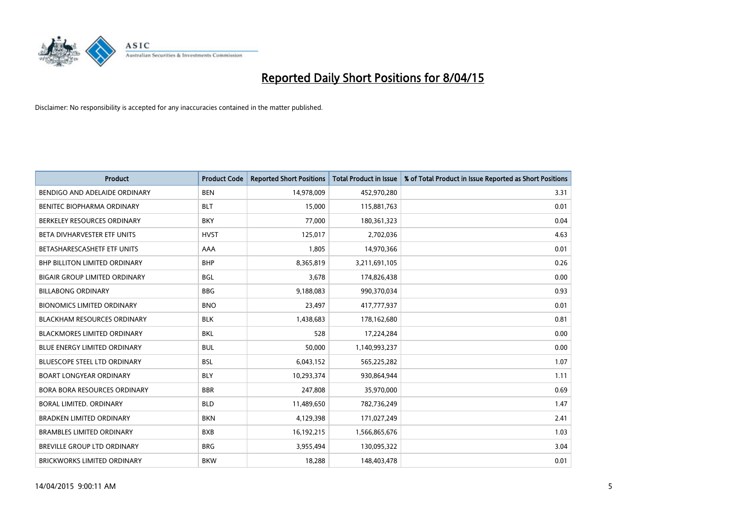# Reported Daily Short Positions for 8/04/15

Disclaimer: No responsibility is accepted for any inaccuracies contained in the matter published.

| Product | Product Code | Reported Short Positions | Total Product in Issue | % of Total Product in Issue Reported as Short Positions |
|---|---|---|---|---|
| BENDIGO AND ADELAIDE ORDINARY | BEN | 14,978,009 | 452,970,280 | 3.31 |
| BENITEC BIOPHARMA ORDINARY | BLT | 15,000 | 115,881,763 | 0.01 |
| BERKELEY RESOURCES ORDINARY | BKY | 77,000 | 180,361,323 | 0.04 |
| BETA DIVHARVESTER ETF UNITS | HVST | 125,017 | 2,702,036 | 4.63 |
| BETASHARESCASHETF ETF UNITS | AAA | 1,805 | 14,970,366 | 0.01 |
| BHP BILLITON LIMITED ORDINARY | BHP | 8,365,819 | 3,211,691,105 | 0.26 |
| BIGAIR GROUP LIMITED ORDINARY | BGL | 3,678 | 174,826,438 | 0.00 |
| BILLABONG ORDINARY | BBG | 9,188,083 | 990,370,034 | 0.93 |
| BIONOMICS LIMITED ORDINARY | BNO | 23,497 | 417,777,937 | 0.01 |
| BLACKHAM RESOURCES ORDINARY | BLK | 1,438,683 | 178,162,680 | 0.81 |
| BLACKMORES LIMITED ORDINARY | BKL | 528 | 17,224,284 | 0.00 |
| BLUE ENERGY LIMITED ORDINARY | BUL | 50,000 | 1,140,993,237 | 0.00 |
| BLUESCOPE STEEL LTD ORDINARY | BSL | 6,043,152 | 565,225,282 | 1.07 |
| BOART LONGYEAR ORDINARY | BLY | 10,293,374 | 930,864,944 | 1.11 |
| BORA BORA RESOURCES ORDINARY | BBR | 247,808 | 35,970,000 | 0.69 |
| BORAL LIMITED. ORDINARY | BLD | 11,489,650 | 782,736,249 | 1.47 |
| BRADKEN LIMITED ORDINARY | BKN | 4,129,398 | 171,027,249 | 2.41 |
| BRAMBLES LIMITED ORDINARY | BXB | 16,192,215 | 1,566,865,676 | 1.03 |
| BREVILLE GROUP LTD ORDINARY | BRG | 3,955,494 | 130,095,322 | 3.04 |
| BRICKWORKS LIMITED ORDINARY | BKW | 18,288 | 148,403,478 | 0.01 |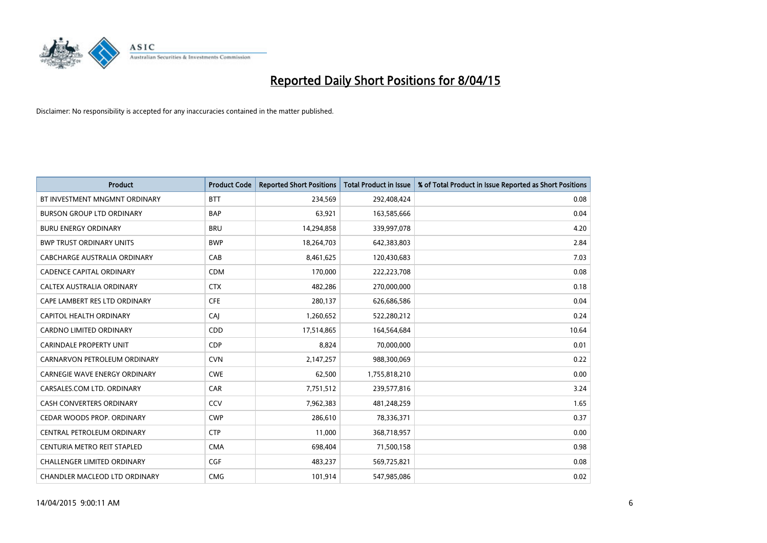# Reported Daily Short Positions for 8/04/15

Disclaimer: No responsibility is accepted for any inaccuracies contained in the matter published.

| Product | Product Code | Reported Short Positions | Total Product in Issue | % of Total Product in Issue Reported as Short Positions |
|---|---|---|---|---|
| BT INVESTMENT MNGMNT ORDINARY | BTT | 234,569 | 292,408,424 | 0.08 |
| BURSON GROUP LTD ORDINARY | BAP | 63,921 | 163,585,666 | 0.04 |
| BURU ENERGY ORDINARY | BRU | 14,294,858 | 339,997,078 | 4.20 |
| BWP TRUST ORDINARY UNITS | BWP | 18,264,703 | 642,383,803 | 2.84 |
| CABCHARGE AUSTRALIA ORDINARY | CAB | 8,461,625 | 120,430,683 | 7.03 |
| CADENCE CAPITAL ORDINARY | CDM | 170,000 | 222,223,708 | 0.08 |
| CALTEX AUSTRALIA ORDINARY | CTX | 482,286 | 270,000,000 | 0.18 |
| CAPE LAMBERT RES LTD ORDINARY | CFE | 280,137 | 626,686,586 | 0.04 |
| CAPITOL HEALTH ORDINARY | CAJ | 1,260,652 | 522,280,212 | 0.24 |
| CARDNO LIMITED ORDINARY | CDD | 17,514,865 | 164,564,684 | 10.64 |
| CARINDALE PROPERTY UNIT | CDP | 8,824 | 70,000,000 | 0.01 |
| CARNARVON PETROLEUM ORDINARY | CVN | 2,147,257 | 988,300,069 | 0.22 |
| CARNEGIE WAVE ENERGY ORDINARY | CWE | 62,500 | 1,755,818,210 | 0.00 |
| CARSALES.COM LTD. ORDINARY | CAR | 7,751,512 | 239,577,816 | 3.24 |
| CASH CONVERTERS ORDINARY | CCV | 7,962,383 | 481,248,259 | 1.65 |
| CEDAR WOODS PROP. ORDINARY | CWP | 286,610 | 78,336,371 | 0.37 |
| CENTRAL PETROLEUM ORDINARY | CTP | 11,000 | 368,718,957 | 0.00 |
| CENTURIA METRO REIT STAPLED | CMA | 698,404 | 71,500,158 | 0.98 |
| CHALLENGER LIMITED ORDINARY | CGF | 483,237 | 569,725,821 | 0.08 |
| CHANDLER MACLEOD LTD ORDINARY | CMG | 101,914 | 547,985,086 | 0.02 |

14/04/2015 9:00:11 AM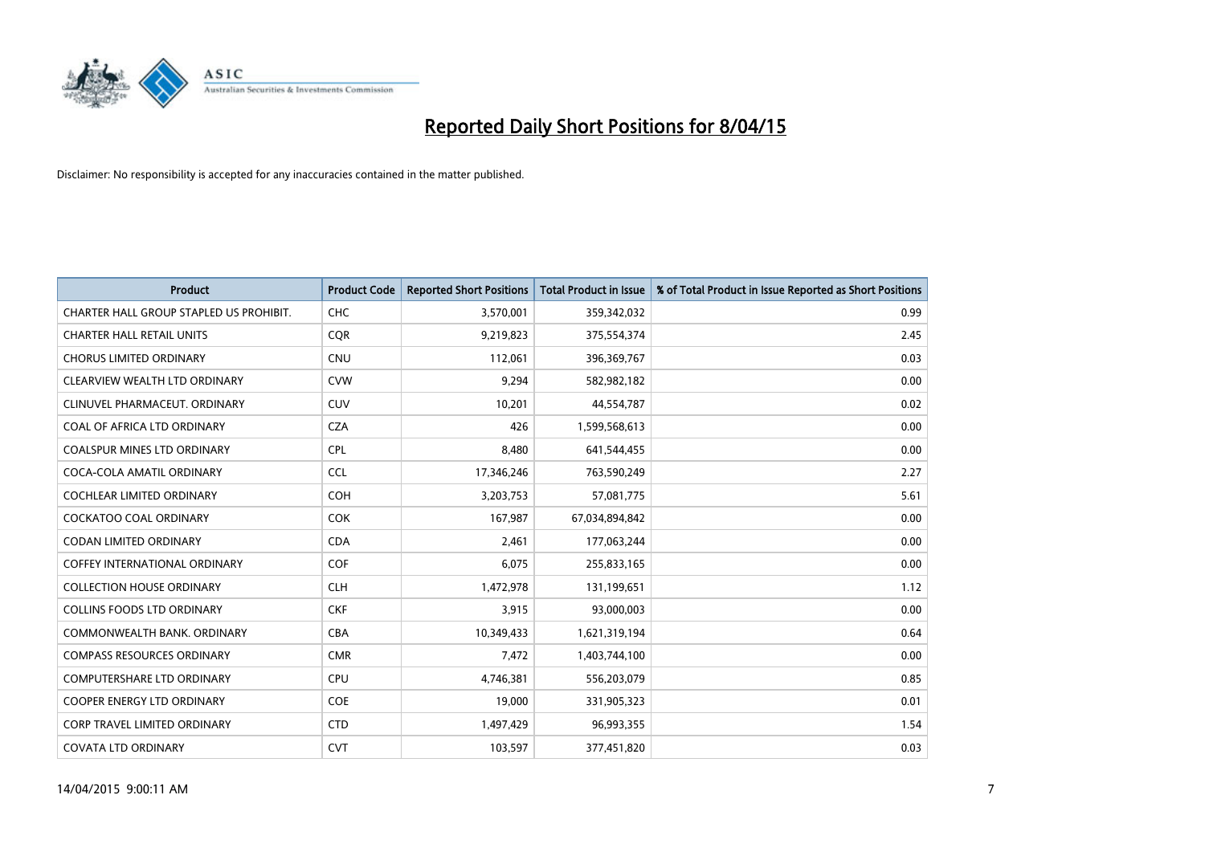# Reported Daily Short Positions for 8/04/15

Disclaimer: No responsibility is accepted for any inaccuracies contained in the matter published.

| Product | Product Code | Reported Short Positions | Total Product in Issue | % of Total Product in Issue Reported as Short Positions |
|---|---|---|---|---|
| CHARTER HALL GROUP STAPLED US PROHIBIT. | CHC | 3,570,001 | 359,342,032 | 0.99 |
| CHARTER HALL RETAIL UNITS | CQR | 9,219,823 | 375,554,374 | 2.45 |
| CHORUS LIMITED ORDINARY | CNU | 112,061 | 396,369,767 | 0.03 |
| CLEARVIEW WEALTH LTD ORDINARY | CVW | 9,294 | 582,982,182 | 0.00 |
| CLINUVEL PHARMACEUT. ORDINARY | CUV | 10,201 | 44,554,787 | 0.02 |
| COAL OF AFRICA LTD ORDINARY | CZA | 426 | 1,599,568,613 | 0.00 |
| COALSPUR MINES LTD ORDINARY | CPL | 8,480 | 641,544,455 | 0.00 |
| COCA-COLA AMATIL ORDINARY | CCL | 17,346,246 | 763,590,249 | 2.27 |
| COCHLEAR LIMITED ORDINARY | COH | 3,203,753 | 57,081,775 | 5.61 |
| COCKATOO COAL ORDINARY | COK | 167,987 | 67,034,894,842 | 0.00 |
| CODAN LIMITED ORDINARY | CDA | 2,461 | 177,063,244 | 0.00 |
| COFFEY INTERNATIONAL ORDINARY | COF | 6,075 | 255,833,165 | 0.00 |
| COLLECTION HOUSE ORDINARY | CLH | 1,472,978 | 131,199,651 | 1.12 |
| COLLINS FOODS LTD ORDINARY | CKF | 3,915 | 93,000,003 | 0.00 |
| COMMONWEALTH BANK. ORDINARY | CBA | 10,349,433 | 1,621,319,194 | 0.64 |
| COMPASS RESOURCES ORDINARY | CMR | 7,472 | 1,403,744,100 | 0.00 |
| COMPUTERSHARE LTD ORDINARY | CPU | 4,746,381 | 556,203,079 | 0.85 |
| COOPER ENERGY LTD ORDINARY | COE | 19,000 | 331,905,323 | 0.01 |
| CORP TRAVEL LIMITED ORDINARY | CTD | 1,497,429 | 96,993,355 | 1.54 |
| COVATA LTD ORDINARY | CVT | 103,597 | 377,451,820 | 0.03 |

14/04/2015 9:00:11 AM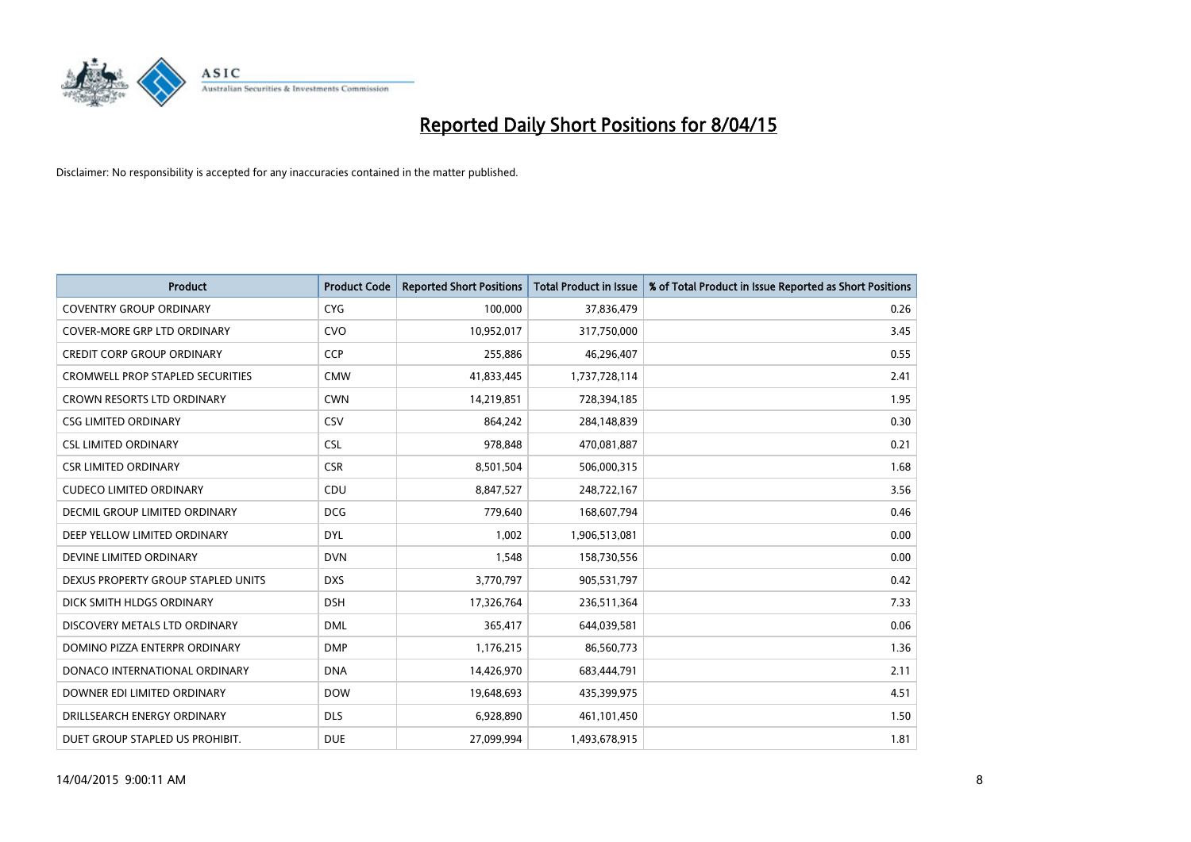# Reported Daily Short Positions for 8/04/15

Disclaimer: No responsibility is accepted for any inaccuracies contained in the matter published.

| Product | Product Code | Reported Short Positions | Total Product in Issue | % of Total Product in Issue Reported as Short Positions |
|---|---|---|---|---|
| COVENTRY GROUP ORDINARY | CYG | 100,000 | 37,836,479 | 0.26 |
| COVER-MORE GRP LTD ORDINARY | CVO | 10,952,017 | 317,750,000 | 3.45 |
| CREDIT CORP GROUP ORDINARY | CCP | 255,886 | 46,296,407 | 0.55 |
| CROMWELL PROP STAPLED SECURITIES | CMW | 41,833,445 | 1,737,728,114 | 2.41 |
| CROWN RESORTS LTD ORDINARY | CWN | 14,219,851 | 728,394,185 | 1.95 |
| CSG LIMITED ORDINARY | CSV | 864,242 | 284,148,839 | 0.30 |
| CSL LIMITED ORDINARY | CSL | 978,848 | 470,081,887 | 0.21 |
| CSR LIMITED ORDINARY | CSR | 8,501,504 | 506,000,315 | 1.68 |
| CUDECO LIMITED ORDINARY | CDU | 8,847,527 | 248,722,167 | 3.56 |
| DECMIL GROUP LIMITED ORDINARY | DCG | 779,640 | 168,607,794 | 0.46 |
| DEEP YELLOW LIMITED ORDINARY | DYL | 1,002 | 1,906,513,081 | 0.00 |
| DEVINE LIMITED ORDINARY | DVN | 1,548 | 158,730,556 | 0.00 |
| DEXUS PROPERTY GROUP STAPLED UNITS | DXS | 3,770,797 | 905,531,797 | 0.42 |
| DICK SMITH HLDGS ORDINARY | DSH | 17,326,764 | 236,511,364 | 7.33 |
| DISCOVERY METALS LTD ORDINARY | DML | 365,417 | 644,039,581 | 0.06 |
| DOMINO PIZZA ENTERPR ORDINARY | DMP | 1,176,215 | 86,560,773 | 1.36 |
| DONACO INTERNATIONAL ORDINARY | DNA | 14,426,970 | 683,444,791 | 2.11 |
| DOWNER EDI LIMITED ORDINARY | DOW | 19,648,693 | 435,399,975 | 4.51 |
| DRILLSEARCH ENERGY ORDINARY | DLS | 6,928,890 | 461,101,450 | 1.50 |
| DUET GROUP STAPLED US PROHIBIT. | DUE | 27,099,994 | 1,493,678,915 | 1.81 |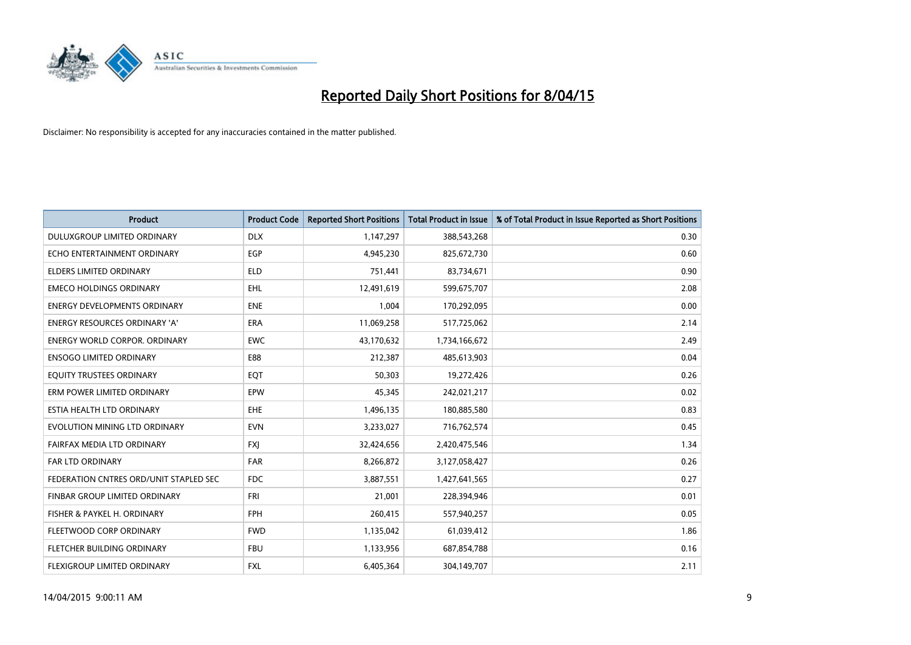# Reported Daily Short Positions for 8/04/15

Disclaimer: No responsibility is accepted for any inaccuracies contained in the matter published.

| Product | Product Code | Reported Short Positions | Total Product in Issue | % of Total Product in Issue Reported as Short Positions |
|---|---|---|---|---|
| DULUXGROUP LIMITED ORDINARY | DLX | 1,147,297 | 388,543,268 | 0.30 |
| ECHO ENTERTAINMENT ORDINARY | EGP | 4,945,230 | 825,672,730 | 0.60 |
| ELDERS LIMITED ORDINARY | ELD | 751,441 | 83,734,671 | 0.90 |
| EMECO HOLDINGS ORDINARY | EHL | 12,491,619 | 599,675,707 | 2.08 |
| ENERGY DEVELOPMENTS ORDINARY | ENE | 1,004 | 170,292,095 | 0.00 |
| ENERGY RESOURCES ORDINARY 'A' | ERA | 11,069,258 | 517,725,062 | 2.14 |
| ENERGY WORLD CORPOR. ORDINARY | EWC | 43,170,632 | 1,734,166,672 | 2.49 |
| ENSOGO LIMITED ORDINARY | E88 | 212,387 | 485,613,903 | 0.04 |
| EQUITY TRUSTEES ORDINARY | EQT | 50,303 | 19,272,426 | 0.26 |
| ERM POWER LIMITED ORDINARY | EPW | 45,345 | 242,021,217 | 0.02 |
| ESTIA HEALTH LTD ORDINARY | EHE | 1,496,135 | 180,885,580 | 0.83 |
| EVOLUTION MINING LTD ORDINARY | EVN | 3,233,027 | 716,762,574 | 0.45 |
| FAIRFAX MEDIA LTD ORDINARY | FXJ | 32,424,656 | 2,420,475,546 | 1.34 |
| FAR LTD ORDINARY | FAR | 8,266,872 | 3,127,058,427 | 0.26 |
| FEDERATION CNTRES ORD/UNIT STAPLED SEC | FDC | 3,887,551 | 1,427,641,565 | 0.27 |
| FINBAR GROUP LIMITED ORDINARY | FRI | 21,001 | 228,394,946 | 0.01 |
| FISHER & PAYKEL H. ORDINARY | FPH | 260,415 | 557,940,257 | 0.05 |
| FLEETWOOD CORP ORDINARY | FWD | 1,135,042 | 61,039,412 | 1.86 |
| FLETCHER BUILDING ORDINARY | FBU | 1,133,956 | 687,854,788 | 0.16 |
| FLEXIGROUP LIMITED ORDINARY | FXL | 6,405,364 | 304,149,707 | 2.11 |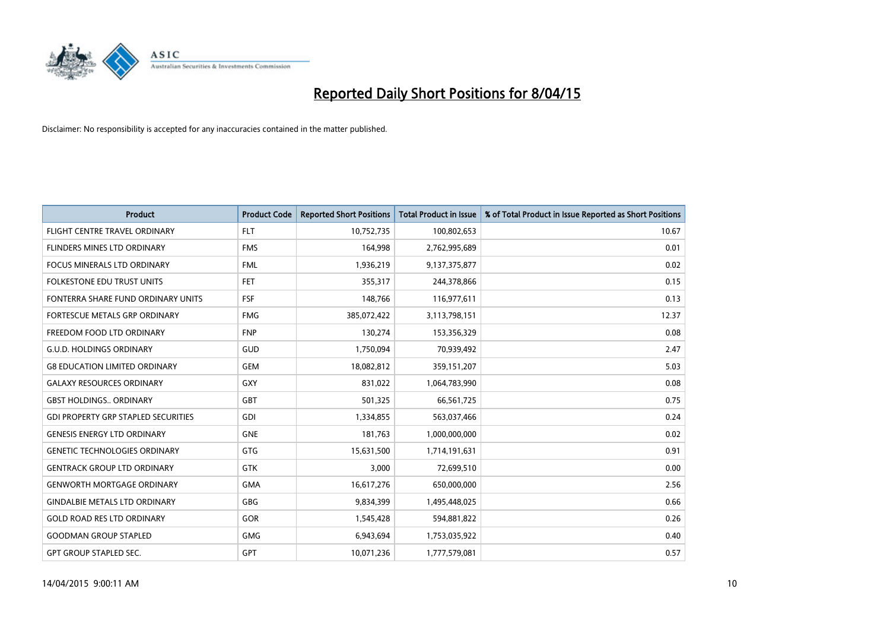# Reported Daily Short Positions for 8/04/15

Disclaimer: No responsibility is accepted for any inaccuracies contained in the matter published.

| Product | Product Code | Reported Short Positions | Total Product in Issue | % of Total Product in Issue Reported as Short Positions |
|---|---|---|---|---|
| FLIGHT CENTRE TRAVEL ORDINARY | FLT | 10,752,735 | 100,802,653 | 10.67 |
| FLINDERS MINES LTD ORDINARY | FMS | 164,998 | 2,762,995,689 | 0.01 |
| FOCUS MINERALS LTD ORDINARY | FML | 1,936,219 | 9,137,375,877 | 0.02 |
| FOLKESTONE EDU TRUST UNITS | FET | 355,317 | 244,378,866 | 0.15 |
| FONTERRA SHARE FUND ORDINARY UNITS | FSF | 148,766 | 116,977,611 | 0.13 |
| FORTESCUE METALS GRP ORDINARY | FMG | 385,072,422 | 3,113,798,151 | 12.37 |
| FREEDOM FOOD LTD ORDINARY | FNP | 130,274 | 153,356,329 | 0.08 |
| G.U.D. HOLDINGS ORDINARY | GUD | 1,750,094 | 70,939,492 | 2.47 |
| G8 EDUCATION LIMITED ORDINARY | GEM | 18,082,812 | 359,151,207 | 5.03 |
| GALAXY RESOURCES ORDINARY | GXY | 831,022 | 1,064,783,990 | 0.08 |
| GBST HOLDINGS.. ORDINARY | GBT | 501,325 | 66,561,725 | 0.75 |
| GDI PROPERTY GRP STAPLED SECURITIES | GDI | 1,334,855 | 563,037,466 | 0.24 |
| GENESIS ENERGY LTD ORDINARY | GNE | 181,763 | 1,000,000,000 | 0.02 |
| GENETIC TECHNOLOGIES ORDINARY | GTG | 15,631,500 | 1,714,191,631 | 0.91 |
| GENTRACK GROUP LTD ORDINARY | GTK | 3,000 | 72,699,510 | 0.00 |
| GENWORTH MORTGAGE ORDINARY | GMA | 16,617,276 | 650,000,000 | 2.56 |
| GINDALBIE METALS LTD ORDINARY | GBG | 9,834,399 | 1,495,448,025 | 0.66 |
| GOLD ROAD RES LTD ORDINARY | GOR | 1,545,428 | 594,881,822 | 0.26 |
| GOODMAN GROUP STAPLED | GMG | 6,943,694 | 1,753,035,922 | 0.40 |
| GPT GROUP STAPLED SEC. | GPT | 10,071,236 | 1,777,579,081 | 0.57 |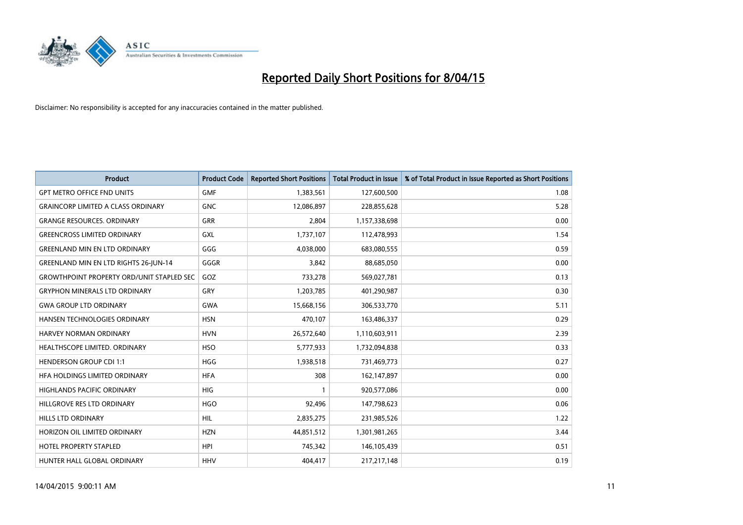# Reported Daily Short Positions for 8/04/15

Disclaimer: No responsibility is accepted for any inaccuracies contained in the matter published.

| Product | Product Code | Reported Short Positions | Total Product in Issue | % of Total Product in Issue Reported as Short Positions |
|---|---|---|---|---|
| GPT METRO OFFICE FND UNITS | GMF | 1,383,561 | 127,600,500 | 1.08 |
| GRAINCORP LIMITED A CLASS ORDINARY | GNC | 12,086,897 | 228,855,628 | 5.28 |
| GRANGE RESOURCES. ORDINARY | GRR | 2,804 | 1,157,338,698 | 0.00 |
| GREENCROSS LIMITED ORDINARY | GXL | 1,737,107 | 112,478,993 | 1.54 |
| GREENLAND MIN EN LTD ORDINARY | GGG | 4,038,000 | 683,080,555 | 0.59 |
| GREENLAND MIN EN LTD RIGHTS 26-JUN-14 | GGGR | 3,842 | 88,685,050 | 0.00 |
| GROWTHPOINT PROPERTY ORD/UNIT STAPLED SEC | GOZ | 733,278 | 569,027,781 | 0.13 |
| GRYPHON MINERALS LTD ORDINARY | GRY | 1,203,785 | 401,290,987 | 0.30 |
| GWA GROUP LTD ORDINARY | GWA | 15,668,156 | 306,533,770 | 5.11 |
| HANSEN TECHNOLOGIES ORDINARY | HSN | 470,107 | 163,486,337 | 0.29 |
| HARVEY NORMAN ORDINARY | HVN | 26,572,640 | 1,110,603,911 | 2.39 |
| HEALTHSCOPE LIMITED. ORDINARY | HSO | 5,777,933 | 1,732,094,838 | 0.33 |
| HENDERSON GROUP CDI 1:1 | HGG | 1,938,518 | 731,469,773 | 0.27 |
| HFA HOLDINGS LIMITED ORDINARY | HFA | 308 | 162,147,897 | 0.00 |
| HIGHLANDS PACIFIC ORDINARY | HIG | 1 | 920,577,086 | 0.00 |
| HILLGROVE RES LTD ORDINARY | HGO | 92,496 | 147,798,623 | 0.06 |
| HILLS LTD ORDINARY | HIL | 2,835,275 | 231,985,526 | 1.22 |
| HORIZON OIL LIMITED ORDINARY | HZN | 44,851,512 | 1,301,981,265 | 3.44 |
| HOTEL PROPERTY STAPLED | HPI | 745,342 | 146,105,439 | 0.51 |
| HUNTER HALL GLOBAL ORDINARY | HHV | 404,417 | 217,217,148 | 0.19 |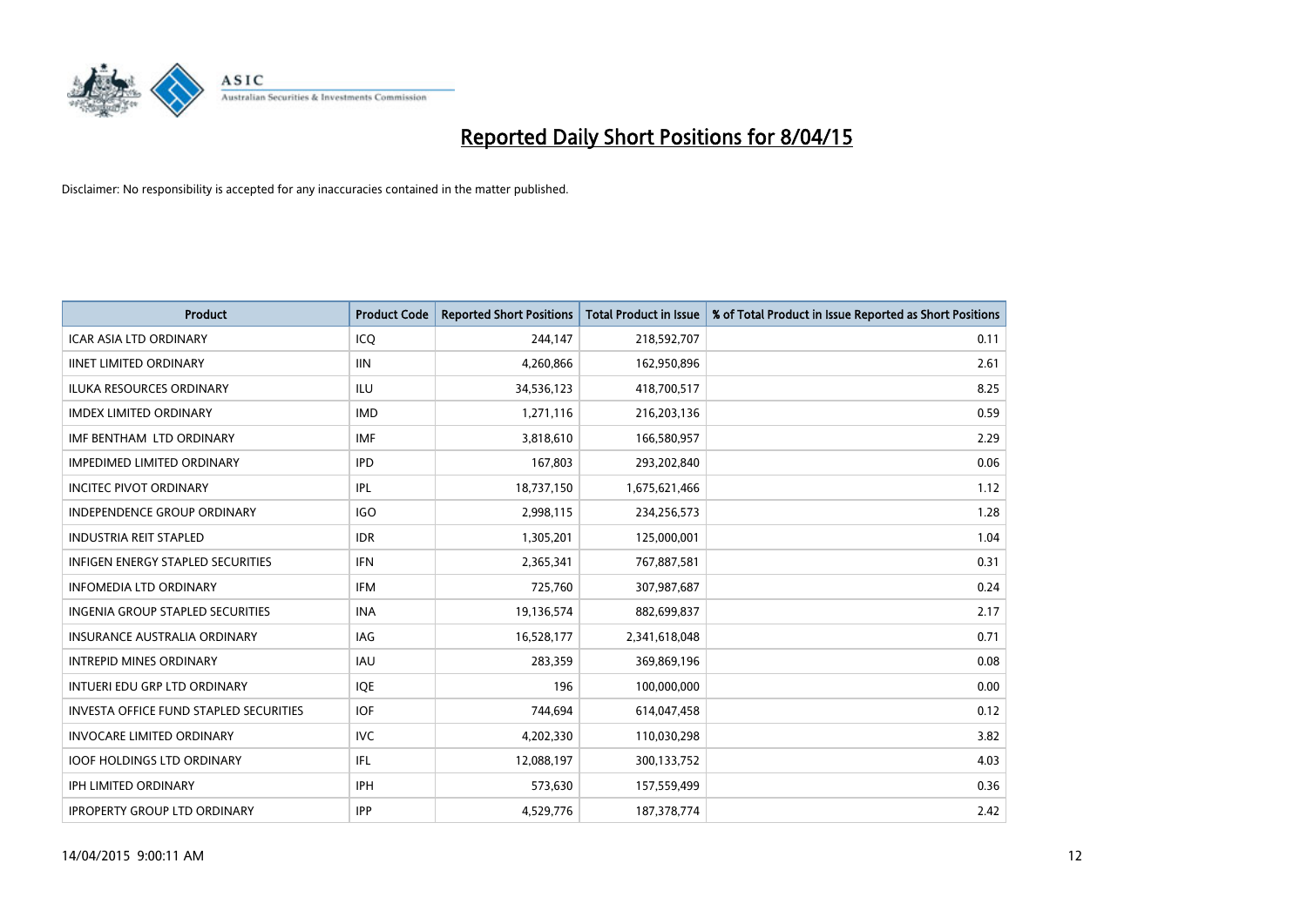# Reported Daily Short Positions for 8/04/15

Disclaimer: No responsibility is accepted for any inaccuracies contained in the matter published.

| Product | Product Code | Reported Short Positions | Total Product in Issue | % of Total Product in Issue Reported as Short Positions |
|---|---|---|---|---|
| ICAR ASIA LTD ORDINARY | ICQ | 244,147 | 218,592,707 | 0.11 |
| IINET LIMITED ORDINARY | IIN | 4,260,866 | 162,950,896 | 2.61 |
| ILUKA RESOURCES ORDINARY | ILU | 34,536,123 | 418,700,517 | 8.25 |
| IMDEX LIMITED ORDINARY | IMD | 1,271,116 | 216,203,136 | 0.59 |
| IMF BENTHAM LTD ORDINARY | IMF | 3,818,610 | 166,580,957 | 2.29 |
| IMPEDIMED LIMITED ORDINARY | IPD | 167,803 | 293,202,840 | 0.06 |
| INCITEC PIVOT ORDINARY | IPL | 18,737,150 | 1,675,621,466 | 1.12 |
| INDEPENDENCE GROUP ORDINARY | IGO | 2,998,115 | 234,256,573 | 1.28 |
| INDUSTRIA REIT STAPLED | IDR | 1,305,201 | 125,000,001 | 1.04 |
| INFIGEN ENERGY STAPLED SECURITIES | IFN | 2,365,341 | 767,887,581 | 0.31 |
| INFOMEDIA LTD ORDINARY | IFM | 725,760 | 307,987,687 | 0.24 |
| INGENIA GROUP STAPLED SECURITIES | INA | 19,136,574 | 882,699,837 | 2.17 |
| INSURANCE AUSTRALIA ORDINARY | IAG | 16,528,177 | 2,341,618,048 | 0.71 |
| INTREPID MINES ORDINARY | IAU | 283,359 | 369,869,196 | 0.08 |
| INTUERI EDU GRP LTD ORDINARY | IQE | 196 | 100,000,000 | 0.00 |
| INVESTA OFFICE FUND STAPLED SECURITIES | IOF | 744,694 | 614,047,458 | 0.12 |
| INVOCARE LIMITED ORDINARY | IVC | 4,202,330 | 110,030,298 | 3.82 |
| IOOF HOLDINGS LTD ORDINARY | IFL | 12,088,197 | 300,133,752 | 4.03 |
| IPH LIMITED ORDINARY | IPH | 573,630 | 157,559,499 | 0.36 |
| IPROPERTY GROUP LTD ORDINARY | IPP | 4,529,776 | 187,378,774 | 2.42 |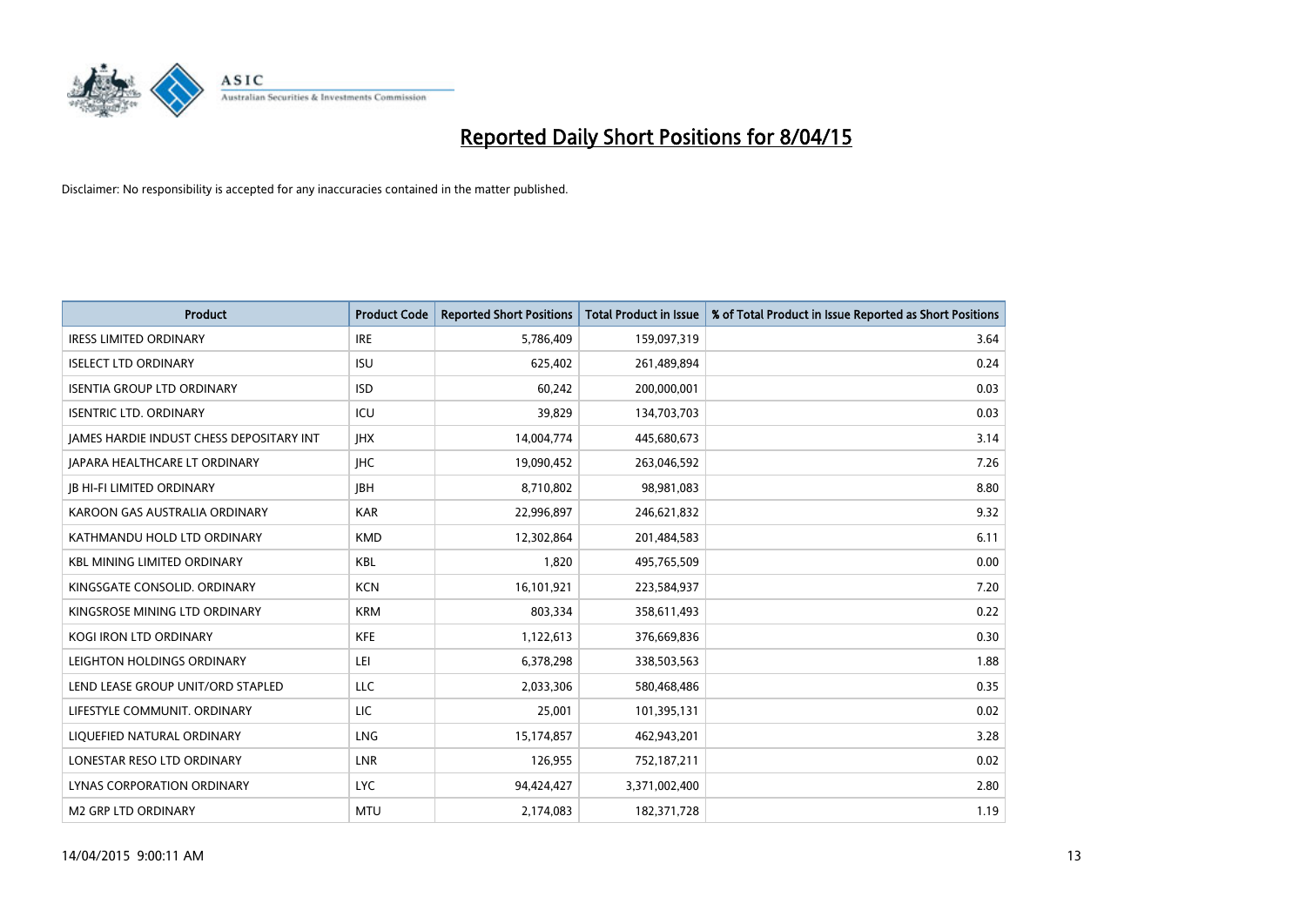# Reported Daily Short Positions for 8/04/15

Disclaimer: No responsibility is accepted for any inaccuracies contained in the matter published.

| Product | Product Code | Reported Short Positions | Total Product in Issue | % of Total Product in Issue Reported as Short Positions |
|---|---|---|---|---|
| IRESS LIMITED ORDINARY | IRE | 5,786,409 | 159,097,319 | 3.64 |
| ISELECT LTD ORDINARY | ISU | 625,402 | 261,489,894 | 0.24 |
| ISENTIA GROUP LTD ORDINARY | ISD | 60,242 | 200,000,001 | 0.03 |
| ISENTRIC LTD. ORDINARY | ICU | 39,829 | 134,703,703 | 0.03 |
| JAMES HARDIE INDUST CHESS DEPOSITARY INT | JHX | 14,004,774 | 445,680,673 | 3.14 |
| JAPARA HEALTHCARE LT ORDINARY | JHC | 19,090,452 | 263,046,592 | 7.26 |
| JB HI-FI LIMITED ORDINARY | JBH | 8,710,802 | 98,981,083 | 8.80 |
| KAROON GAS AUSTRALIA ORDINARY | KAR | 22,996,897 | 246,621,832 | 9.32 |
| KATHMANDU HOLD LTD ORDINARY | KMD | 12,302,864 | 201,484,583 | 6.11 |
| KBL MINING LIMITED ORDINARY | KBL | 1,820 | 495,765,509 | 0.00 |
| KINGSGATE CONSOLID. ORDINARY | KCN | 16,101,921 | 223,584,937 | 7.20 |
| KINGSROSE MINING LTD ORDINARY | KRM | 803,334 | 358,611,493 | 0.22 |
| KOGI IRON LTD ORDINARY | KFE | 1,122,613 | 376,669,836 | 0.30 |
| LEIGHTON HOLDINGS ORDINARY | LEI | 6,378,298 | 338,503,563 | 1.88 |
| LEND LEASE GROUP UNIT/ORD STAPLED | LLC | 2,033,306 | 580,468,486 | 0.35 |
| LIFESTYLE COMMUNIT. ORDINARY | LIC | 25,001 | 101,395,131 | 0.02 |
| LIQUEFIED NATURAL ORDINARY | LNG | 15,174,857 | 462,943,201 | 3.28 |
| LONESTAR RESO LTD ORDINARY | LNR | 126,955 | 752,187,211 | 0.02 |
| LYNAS CORPORATION ORDINARY | LYC | 94,424,427 | 3,371,002,400 | 2.80 |
| M2 GRP LTD ORDINARY | MTU | 2,174,083 | 182,371,728 | 1.19 |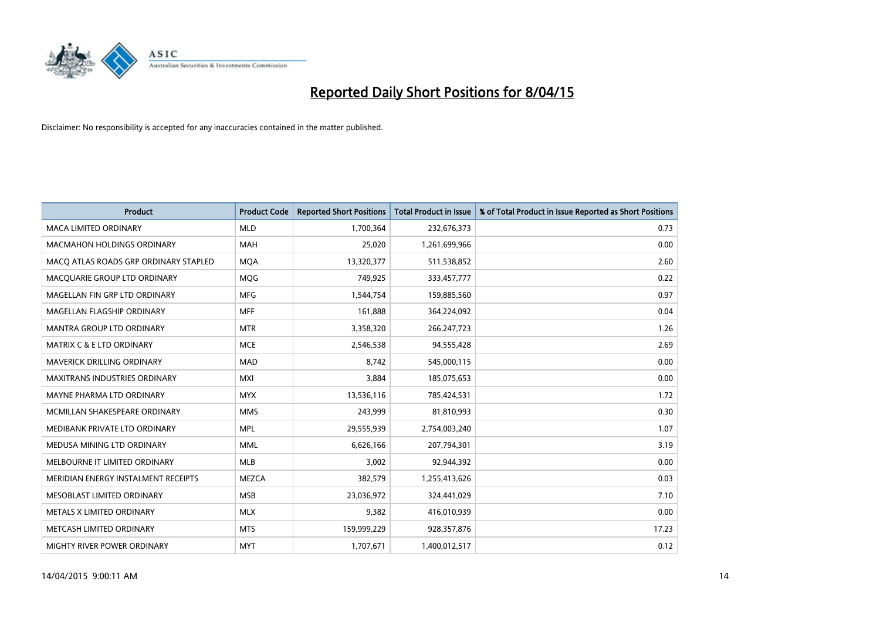# Reported Daily Short Positions for 8/04/15

Disclaimer: No responsibility is accepted for any inaccuracies contained in the matter published.

| Product | Product Code | Reported Short Positions | Total Product in Issue | % of Total Product in Issue Reported as Short Positions |
|---|---|---|---|---|
| MACA LIMITED ORDINARY | MLD | 1,700,364 | 232,676,373 | 0.73 |
| MACMAHON HOLDINGS ORDINARY | MAH | 25,020 | 1,261,699,966 | 0.00 |
| MACQ ATLAS ROADS GRP ORDINARY STAPLED | MQA | 13,320,377 | 511,538,852 | 2.60 |
| MACQUARIE GROUP LTD ORDINARY | MQG | 749,925 | 333,457,777 | 0.22 |
| MAGELLAN FIN GRP LTD ORDINARY | MFG | 1,544,754 | 159,885,560 | 0.97 |
| MAGELLAN FLAGSHIP ORDINARY | MFF | 161,888 | 364,224,092 | 0.04 |
| MANTRA GROUP LTD ORDINARY | MTR | 3,358,320 | 266,247,723 | 1.26 |
| MATRIX C & E LTD ORDINARY | MCE | 2,546,538 | 94,555,428 | 2.69 |
| MAVERICK DRILLING ORDINARY | MAD | 8,742 | 545,000,115 | 0.00 |
| MAXITRANS INDUSTRIES ORDINARY | MXI | 3,884 | 185,075,653 | 0.00 |
| MAYNE PHARMA LTD ORDINARY | MYX | 13,536,116 | 785,424,531 | 1.72 |
| MCMILLAN SHAKESPEARE ORDINARY | MMS | 243,999 | 81,810,993 | 0.30 |
| MEDIBANK PRIVATE LTD ORDINARY | MPL | 29,555,939 | 2,754,003,240 | 1.07 |
| MEDUSA MINING LTD ORDINARY | MML | 6,626,166 | 207,794,301 | 3.19 |
| MELBOURNE IT LIMITED ORDINARY | MLB | 3,002 | 92,944,392 | 0.00 |
| MERIDIAN ENERGY INSTALMENT RECEIPTS | MEZCA | 382,579 | 1,255,413,626 | 0.03 |
| MESOBLAST LIMITED ORDINARY | MSB | 23,036,972 | 324,441,029 | 7.10 |
| METALS X LIMITED ORDINARY | MLX | 9,382 | 416,010,939 | 0.00 |
| METCASH LIMITED ORDINARY | MTS | 159,999,229 | 928,357,876 | 17.23 |
| MIGHTY RIVER POWER ORDINARY | MYT | 1,707,671 | 1,400,012,517 | 0.12 |

14/04/2015 9:00:11 AM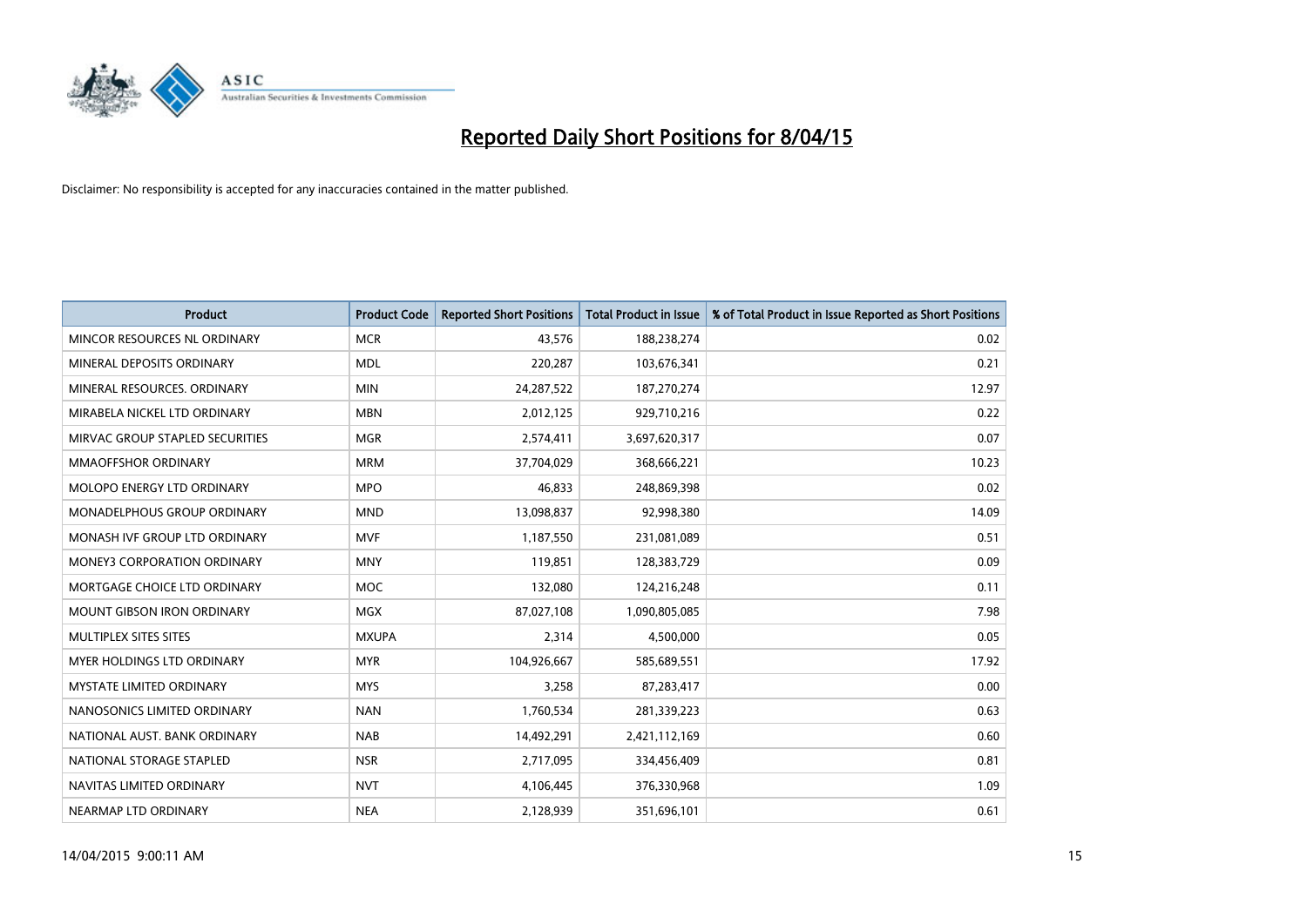# Reported Daily Short Positions for 8/04/15

Disclaimer: No responsibility is accepted for any inaccuracies contained in the matter published.

| Product | Product Code | Reported Short Positions | Total Product in Issue | % of Total Product in Issue Reported as Short Positions |
| --- | --- | --- | --- | --- |
| MINCOR RESOURCES NL ORDINARY | MCR | 43,576 | 188,238,274 | 0.02 |
| MINERAL DEPOSITS ORDINARY | MDL | 220,287 | 103,676,341 | 0.21 |
| MINERAL RESOURCES. ORDINARY | MIN | 24,287,522 | 187,270,274 | 12.97 |
| MIRABELA NICKEL LTD ORDINARY | MBN | 2,012,125 | 929,710,216 | 0.22 |
| MIRVAC GROUP STAPLED SECURITIES | MGR | 2,574,411 | 3,697,620,317 | 0.07 |
| MMAOFFSHOR ORDINARY | MRM | 37,704,029 | 368,666,221 | 10.23 |
| MOLOPO ENERGY LTD ORDINARY | MPO | 46,833 | 248,869,398 | 0.02 |
| MONADELPHOUS GROUP ORDINARY | MND | 13,098,837 | 92,998,380 | 14.09 |
| MONASH IVF GROUP LTD ORDINARY | MVF | 1,187,550 | 231,081,089 | 0.51 |
| MONEY3 CORPORATION ORDINARY | MNY | 119,851 | 128,383,729 | 0.09 |
| MORTGAGE CHOICE LTD ORDINARY | MOC | 132,080 | 124,216,248 | 0.11 |
| MOUNT GIBSON IRON ORDINARY | MGX | 87,027,108 | 1,090,805,085 | 7.98 |
| MULTIPLEX SITES SITES | MXUPA | 2,314 | 4,500,000 | 0.05 |
| MYER HOLDINGS LTD ORDINARY | MYR | 104,926,667 | 585,689,551 | 17.92 |
| MYSTATE LIMITED ORDINARY | MYS | 3,258 | 87,283,417 | 0.00 |
| NANOSONICS LIMITED ORDINARY | NAN | 1,760,534 | 281,339,223 | 0.63 |
| NATIONAL AUST. BANK ORDINARY | NAB | 14,492,291 | 2,421,112,169 | 0.60 |
| NATIONAL STORAGE STAPLED | NSR | 2,717,095 | 334,456,409 | 0.81 |
| NAVITAS LIMITED ORDINARY | NVT | 4,106,445 | 376,330,968 | 1.09 |
| NEARMAP LTD ORDINARY | NEA | 2,128,939 | 351,696,101 | 0.61 |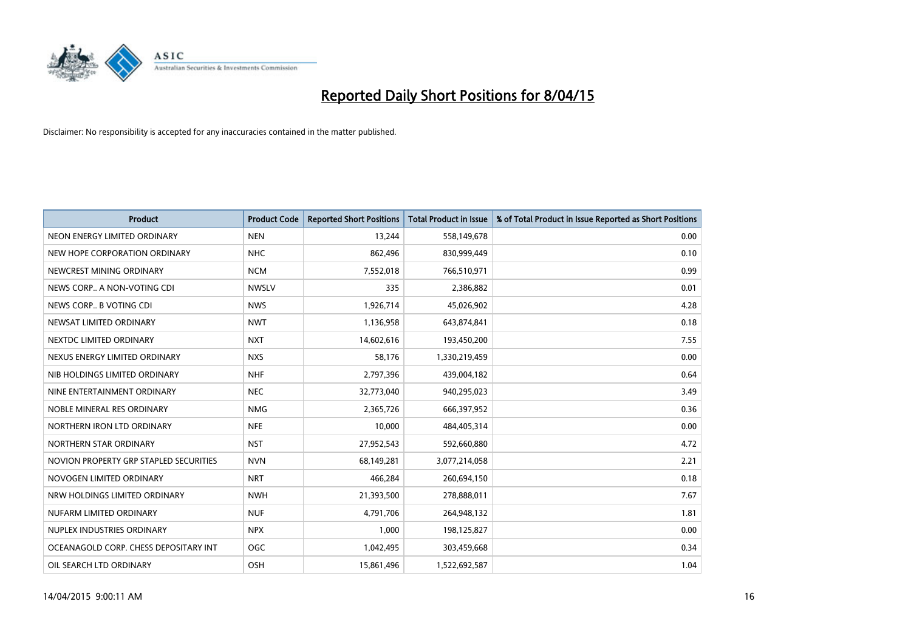# Reported Daily Short Positions for 8/04/15

Disclaimer: No responsibility is accepted for any inaccuracies contained in the matter published.

| Product | Product Code | Reported Short Positions | Total Product in Issue | % of Total Product in Issue Reported as Short Positions |
|---|---|---|---|---|
| NEON ENERGY LIMITED ORDINARY | NEN | 13,244 | 558,149,678 | 0.00 |
| NEW HOPE CORPORATION ORDINARY | NHC | 862,496 | 830,999,449 | 0.10 |
| NEWCREST MINING ORDINARY | NCM | 7,552,018 | 766,510,971 | 0.99 |
| NEWS CORP.. A NON-VOTING CDI | NWSLV | 335 | 2,386,882 | 0.01 |
| NEWS CORP.. B VOTING CDI | NWS | 1,926,714 | 45,026,902 | 4.28 |
| NEWSAT LIMITED ORDINARY | NWT | 1,136,958 | 643,874,841 | 0.18 |
| NEXTDC LIMITED ORDINARY | NXT | 14,602,616 | 193,450,200 | 7.55 |
| NEXUS ENERGY LIMITED ORDINARY | NXS | 58,176 | 1,330,219,459 | 0.00 |
| NIB HOLDINGS LIMITED ORDINARY | NHF | 2,797,396 | 439,004,182 | 0.64 |
| NINE ENTERTAINMENT ORDINARY | NEC | 32,773,040 | 940,295,023 | 3.49 |
| NOBLE MINERAL RES ORDINARY | NMG | 2,365,726 | 666,397,952 | 0.36 |
| NORTHERN IRON LTD ORDINARY | NFE | 10,000 | 484,405,314 | 0.00 |
| NORTHERN STAR ORDINARY | NST | 27,952,543 | 592,660,880 | 4.72 |
| NOVION PROPERTY GRP STAPLED SECURITIES | NVN | 68,149,281 | 3,077,214,058 | 2.21 |
| NOVOGEN LIMITED ORDINARY | NRT | 466,284 | 260,694,150 | 0.18 |
| NRW HOLDINGS LIMITED ORDINARY | NWH | 21,393,500 | 278,888,011 | 7.67 |
| NUFARM LIMITED ORDINARY | NUF | 4,791,706 | 264,948,132 | 1.81 |
| NUPLEX INDUSTRIES ORDINARY | NPX | 1,000 | 198,125,827 | 0.00 |
| OCEANAGOLD CORP. CHESS DEPOSITARY INT | OGC | 1,042,495 | 303,459,668 | 0.34 |
| OIL SEARCH LTD ORDINARY | OSH | 15,861,496 | 1,522,692,587 | 1.04 |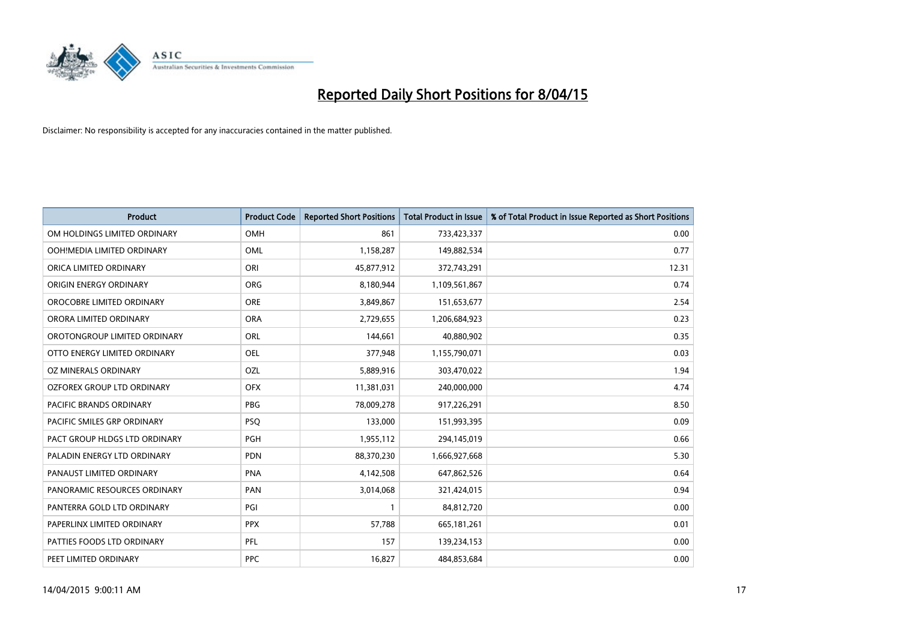# Reported Daily Short Positions for 8/04/15

Disclaimer: No responsibility is accepted for any inaccuracies contained in the matter published.

| Product | Product Code | Reported Short Positions | Total Product in Issue | % of Total Product in Issue Reported as Short Positions |
|---|---|---|---|---|
| OM HOLDINGS LIMITED ORDINARY | OMH | 861 | 733,423,337 | 0.00 |
| OOH!MEDIA LIMITED ORDINARY | OML | 1,158,287 | 149,882,534 | 0.77 |
| ORICA LIMITED ORDINARY | ORI | 45,877,912 | 372,743,291 | 12.31 |
| ORIGIN ENERGY ORDINARY | ORG | 8,180,944 | 1,109,561,867 | 0.74 |
| OROCOBRE LIMITED ORDINARY | ORE | 3,849,867 | 151,653,677 | 2.54 |
| ORORA LIMITED ORDINARY | ORA | 2,729,655 | 1,206,684,923 | 0.23 |
| OROTONGROUP LIMITED ORDINARY | ORL | 144,661 | 40,880,902 | 0.35 |
| OTTO ENERGY LIMITED ORDINARY | OEL | 377,948 | 1,155,790,071 | 0.03 |
| OZ MINERALS ORDINARY | OZL | 5,889,916 | 303,470,022 | 1.94 |
| OZFOREX GROUP LTD ORDINARY | OFX | 11,381,031 | 240,000,000 | 4.74 |
| PACIFIC BRANDS ORDINARY | PBG | 78,009,278 | 917,226,291 | 8.50 |
| PACIFIC SMILES GRP ORDINARY | PSQ | 133,000 | 151,993,395 | 0.09 |
| PACT GROUP HLDGS LTD ORDINARY | PGH | 1,955,112 | 294,145,019 | 0.66 |
| PALADIN ENERGY LTD ORDINARY | PDN | 88,370,230 | 1,666,927,668 | 5.30 |
| PANAUST LIMITED ORDINARY | PNA | 4,142,508 | 647,862,526 | 0.64 |
| PANORAMIC RESOURCES ORDINARY | PAN | 3,014,068 | 321,424,015 | 0.94 |
| PANTERRA GOLD LTD ORDINARY | PGI | 1 | 84,812,720 | 0.00 |
| PAPERLINX LIMITED ORDINARY | PPX | 57,788 | 665,181,261 | 0.01 |
| PATTIES FOODS LTD ORDINARY | PFL | 157 | 139,234,153 | 0.00 |
| PEET LIMITED ORDINARY | PPC | 16,827 | 484,853,684 | 0.00 |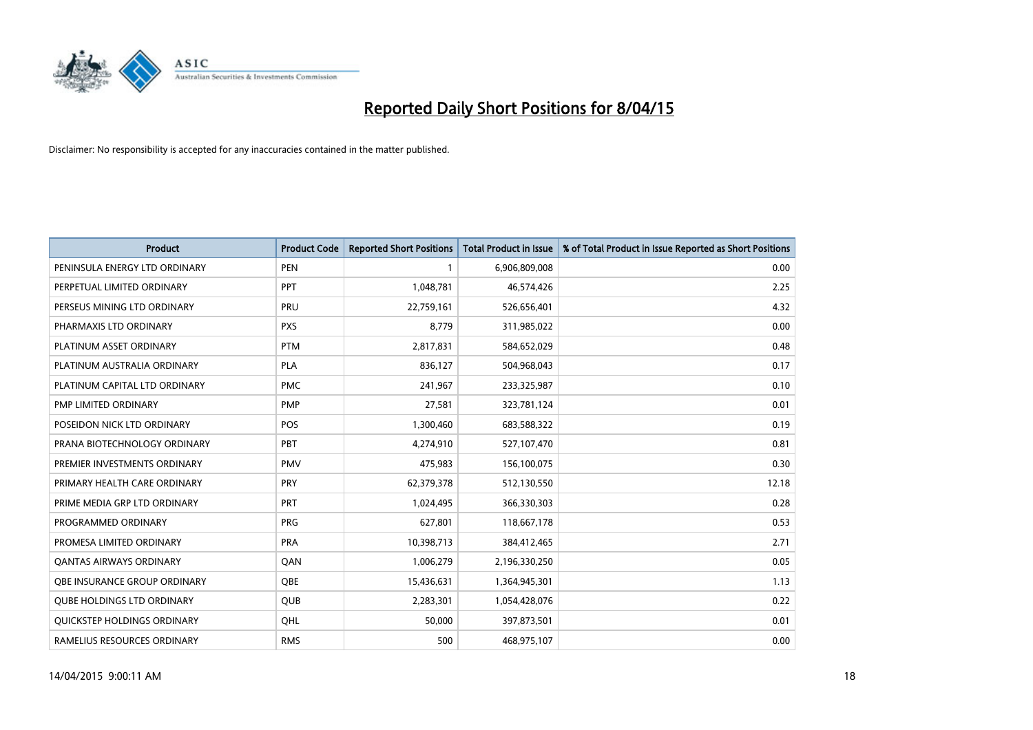# Reported Daily Short Positions for 8/04/15

Disclaimer: No responsibility is accepted for any inaccuracies contained in the matter published.

| Product | Product Code | Reported Short Positions | Total Product in Issue | % of Total Product in Issue Reported as Short Positions |
|---|---|---|---|---|
| PENINSULA ENERGY LTD ORDINARY | PEN | 1 | 6,906,809,008 | 0.00 |
| PERPETUAL LIMITED ORDINARY | PPT | 1,048,781 | 46,574,426 | 2.25 |
| PERSEUS MINING LTD ORDINARY | PRU | 22,759,161 | 526,656,401 | 4.32 |
| PHARMAXIS LTD ORDINARY | PXS | 8,779 | 311,985,022 | 0.00 |
| PLATINUM ASSET ORDINARY | PTM | 2,817,831 | 584,652,029 | 0.48 |
| PLATINUM AUSTRALIA ORDINARY | PLA | 836,127 | 504,968,043 | 0.17 |
| PLATINUM CAPITAL LTD ORDINARY | PMC | 241,967 | 233,325,987 | 0.10 |
| PMP LIMITED ORDINARY | PMP | 27,581 | 323,781,124 | 0.01 |
| POSEIDON NICK LTD ORDINARY | POS | 1,300,460 | 683,588,322 | 0.19 |
| PRANA BIOTECHNOLOGY ORDINARY | PBT | 4,274,910 | 527,107,470 | 0.81 |
| PREMIER INVESTMENTS ORDINARY | PMV | 475,983 | 156,100,075 | 0.30 |
| PRIMARY HEALTH CARE ORDINARY | PRY | 62,379,378 | 512,130,550 | 12.18 |
| PRIME MEDIA GRP LTD ORDINARY | PRT | 1,024,495 | 366,330,303 | 0.28 |
| PROGRAMMED ORDINARY | PRG | 627,801 | 118,667,178 | 0.53 |
| PROMESA LIMITED ORDINARY | PRA | 10,398,713 | 384,412,465 | 2.71 |
| QANTAS AIRWAYS ORDINARY | QAN | 1,006,279 | 2,196,330,250 | 0.05 |
| QBE INSURANCE GROUP ORDINARY | QBE | 15,436,631 | 1,364,945,301 | 1.13 |
| QUBE HOLDINGS LTD ORDINARY | QUB | 2,283,301 | 1,054,428,076 | 0.22 |
| QUICKSTEP HOLDINGS ORDINARY | QHL | 50,000 | 397,873,501 | 0.01 |
| RAMELIUS RESOURCES ORDINARY | RMS | 500 | 468,975,107 | 0.00 |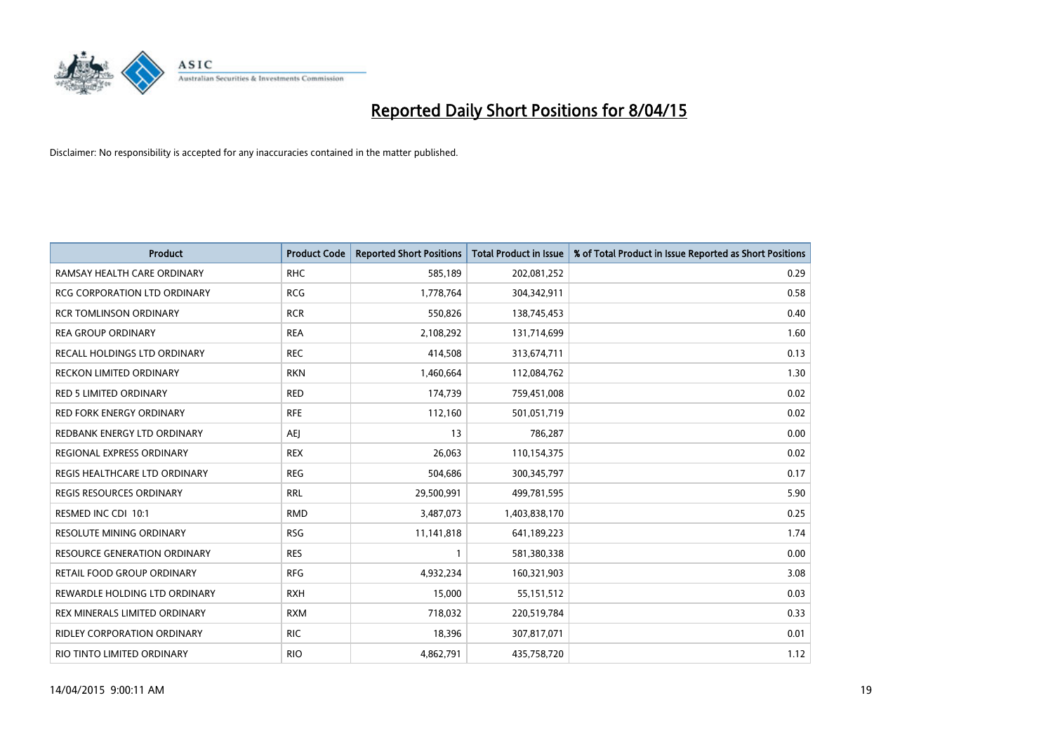# Reported Daily Short Positions for 8/04/15

Disclaimer: No responsibility is accepted for any inaccuracies contained in the matter published.

| Product | Product Code | Reported Short Positions | Total Product in Issue | % of Total Product in Issue Reported as Short Positions |
|---|---|---|---|---|
| RAMSAY HEALTH CARE ORDINARY | RHC | 585,189 | 202,081,252 | 0.29 |
| RCG CORPORATION LTD ORDINARY | RCG | 1,778,764 | 304,342,911 | 0.58 |
| RCR TOMLINSON ORDINARY | RCR | 550,826 | 138,745,453 | 0.40 |
| REA GROUP ORDINARY | REA | 2,108,292 | 131,714,699 | 1.60 |
| RECALL HOLDINGS LTD ORDINARY | REC | 414,508 | 313,674,711 | 0.13 |
| RECKON LIMITED ORDINARY | RKN | 1,460,664 | 112,084,762 | 1.30 |
| RED 5 LIMITED ORDINARY | RED | 174,739 | 759,451,008 | 0.02 |
| RED FORK ENERGY ORDINARY | RFE | 112,160 | 501,051,719 | 0.02 |
| REDBANK ENERGY LTD ORDINARY | AEJ | 13 | 786,287 | 0.00 |
| REGIONAL EXPRESS ORDINARY | REX | 26,063 | 110,154,375 | 0.02 |
| REGIS HEALTHCARE LTD ORDINARY | REG | 504,686 | 300,345,797 | 0.17 |
| REGIS RESOURCES ORDINARY | RRL | 29,500,991 | 499,781,595 | 5.90 |
| RESMED INC CDI 10:1 | RMD | 3,487,073 | 1,403,838,170 | 0.25 |
| RESOLUTE MINING ORDINARY | RSG | 11,141,818 | 641,189,223 | 1.74 |
| RESOURCE GENERATION ORDINARY | RES | 1 | 581,380,338 | 0.00 |
| RETAIL FOOD GROUP ORDINARY | RFG | 4,932,234 | 160,321,903 | 3.08 |
| REWARDLE HOLDING LTD ORDINARY | RXH | 15,000 | 55,151,512 | 0.03 |
| REX MINERALS LIMITED ORDINARY | RXM | 718,032 | 220,519,784 | 0.33 |
| RIDLEY CORPORATION ORDINARY | RIC | 18,396 | 307,817,071 | 0.01 |
| RIO TINTO LIMITED ORDINARY | RIO | 4,862,791 | 435,758,720 | 1.12 |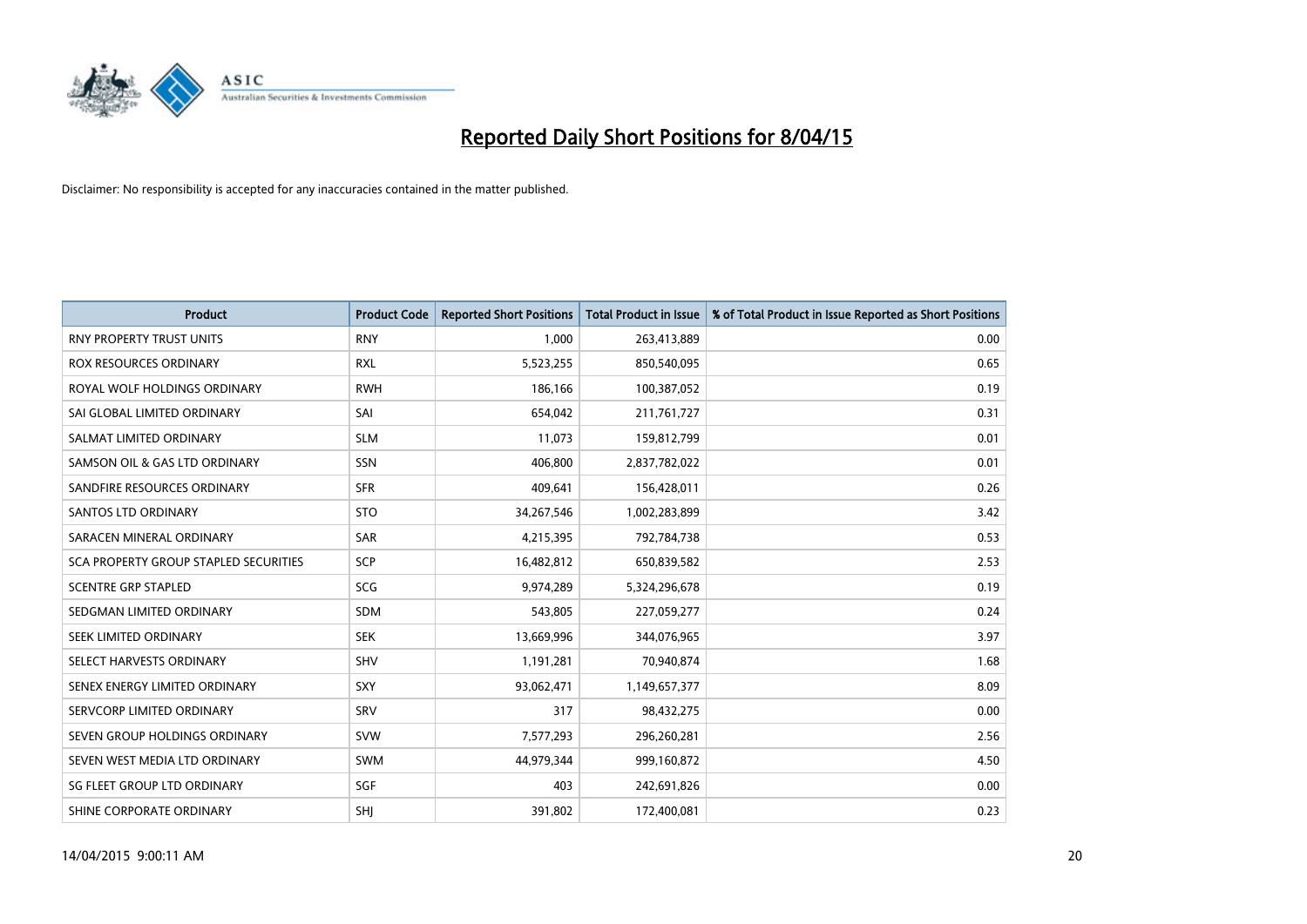# Reported Daily Short Positions for 8/04/15

Disclaimer: No responsibility is accepted for any inaccuracies contained in the matter published.

| Product | Product Code | Reported Short Positions | Total Product in Issue | % of Total Product in Issue Reported as Short Positions |
|---|---|---|---|---|
| RNY PROPERTY TRUST UNITS | RNY | 1,000 | 263,413,889 | 0.00 |
| ROX RESOURCES ORDINARY | RXL | 5,523,255 | 850,540,095 | 0.65 |
| ROYAL WOLF HOLDINGS ORDINARY | RWH | 186,166 | 100,387,052 | 0.19 |
| SAI GLOBAL LIMITED ORDINARY | SAI | 654,042 | 211,761,727 | 0.31 |
| SALMAT LIMITED ORDINARY | SLM | 11,073 | 159,812,799 | 0.01 |
| SAMSON OIL & GAS LTD ORDINARY | SSN | 406,800 | 2,837,782,022 | 0.01 |
| SANDFIRE RESOURCES ORDINARY | SFR | 409,641 | 156,428,011 | 0.26 |
| SANTOS LTD ORDINARY | STO | 34,267,546 | 1,002,283,899 | 3.42 |
| SARACEN MINERAL ORDINARY | SAR | 4,215,395 | 792,784,738 | 0.53 |
| SCA PROPERTY GROUP STAPLED SECURITIES | SCP | 16,482,812 | 650,839,582 | 2.53 |
| SCENTRE GRP STAPLED | SCG | 9,974,289 | 5,324,296,678 | 0.19 |
| SEDGMAN LIMITED ORDINARY | SDM | 543,805 | 227,059,277 | 0.24 |
| SEEK LIMITED ORDINARY | SEK | 13,669,996 | 344,076,965 | 3.97 |
| SELECT HARVESTS ORDINARY | SHV | 1,191,281 | 70,940,874 | 1.68 |
| SENEX ENERGY LIMITED ORDINARY | SXY | 93,062,471 | 1,149,657,377 | 8.09 |
| SERVCORP LIMITED ORDINARY | SRV | 317 | 98,432,275 | 0.00 |
| SEVEN GROUP HOLDINGS ORDINARY | SVW | 7,577,293 | 296,260,281 | 2.56 |
| SEVEN WEST MEDIA LTD ORDINARY | SWM | 44,979,344 | 999,160,872 | 4.50 |
| SG FLEET GROUP LTD ORDINARY | SGF | 403 | 242,691,826 | 0.00 |
| SHINE CORPORATE ORDINARY | SHJ | 391,802 | 172,400,081 | 0.23 |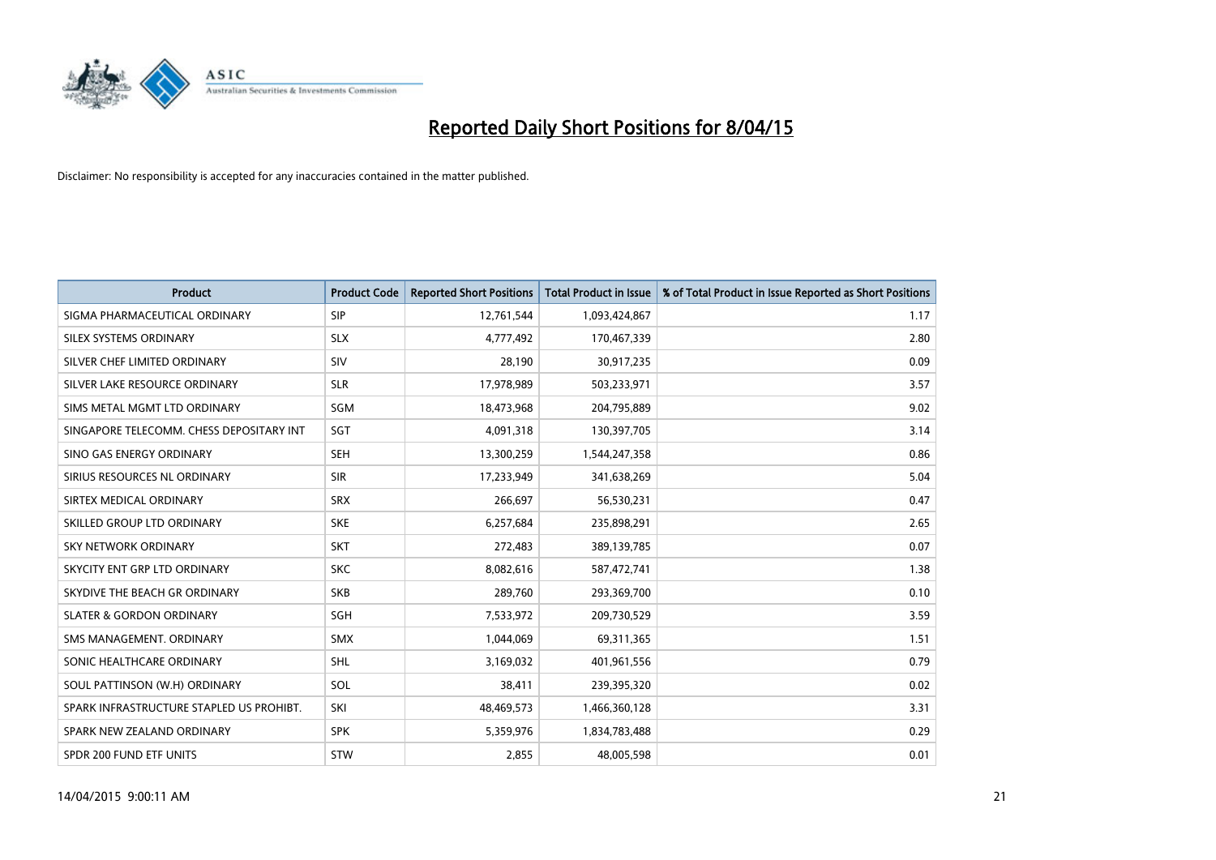# Reported Daily Short Positions for 8/04/15

Disclaimer: No responsibility is accepted for any inaccuracies contained in the matter published.

| Product | Product Code | Reported Short Positions | Total Product in Issue | % of Total Product in Issue Reported as Short Positions |
|---|---|---|---|---|
| SIGMA PHARMACEUTICAL ORDINARY | SIP | 12,761,544 | 1,093,424,867 | 1.17 |
| SILEX SYSTEMS ORDINARY | SLX | 4,777,492 | 170,467,339 | 2.80 |
| SILVER CHEF LIMITED ORDINARY | SIV | 28,190 | 30,917,235 | 0.09 |
| SILVER LAKE RESOURCE ORDINARY | SLR | 17,978,989 | 503,233,971 | 3.57 |
| SIMS METAL MGMT LTD ORDINARY | SGM | 18,473,968 | 204,795,889 | 9.02 |
| SINGAPORE TELECOMM. CHESS DEPOSITARY INT | SGT | 4,091,318 | 130,397,705 | 3.14 |
| SINO GAS ENERGY ORDINARY | SEH | 13,300,259 | 1,544,247,358 | 0.86 |
| SIRIUS RESOURCES NL ORDINARY | SIR | 17,233,949 | 341,638,269 | 5.04 |
| SIRTEX MEDICAL ORDINARY | SRX | 266,697 | 56,530,231 | 0.47 |
| SKILLED GROUP LTD ORDINARY | SKE | 6,257,684 | 235,898,291 | 2.65 |
| SKY NETWORK ORDINARY | SKT | 272,483 | 389,139,785 | 0.07 |
| SKYCITY ENT GRP LTD ORDINARY | SKC | 8,082,616 | 587,472,741 | 1.38 |
| SKYDIVE THE BEACH GR ORDINARY | SKB | 289,760 | 293,369,700 | 0.10 |
| SLATER & GORDON ORDINARY | SGH | 7,533,972 | 209,730,529 | 3.59 |
| SMS MANAGEMENT. ORDINARY | SMX | 1,044,069 | 69,311,365 | 1.51 |
| SONIC HEALTHCARE ORDINARY | SHL | 3,169,032 | 401,961,556 | 0.79 |
| SOUL PATTINSON (W.H) ORDINARY | SOL | 38,411 | 239,395,320 | 0.02 |
| SPARK INFRASTRUCTURE STAPLED US PROHIBT. | SKI | 48,469,573 | 1,466,360,128 | 3.31 |
| SPARK NEW ZEALAND ORDINARY | SPK | 5,359,976 | 1,834,783,488 | 0.29 |
| SPDR 200 FUND ETF UNITS | STW | 2,855 | 48,005,598 | 0.01 |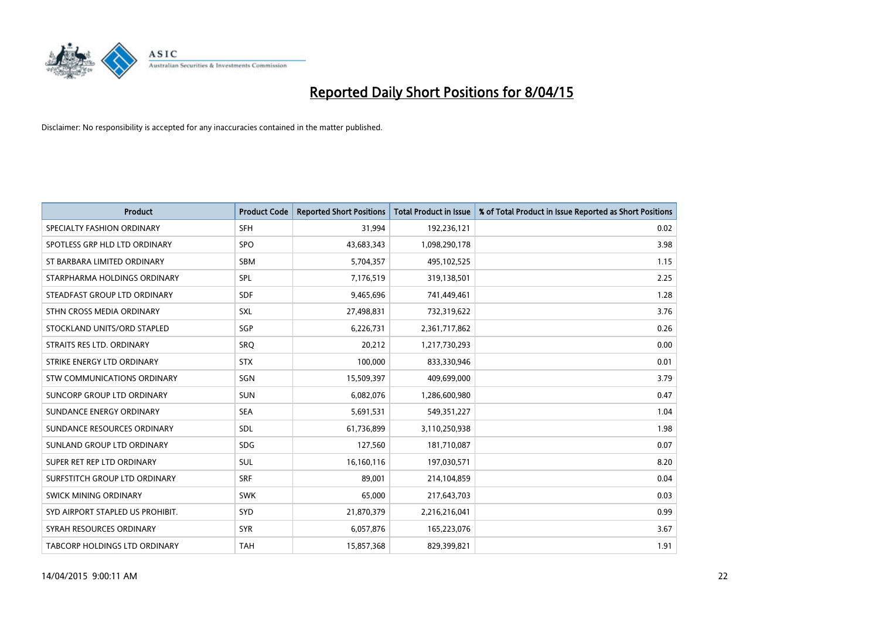# Reported Daily Short Positions for 8/04/15

Disclaimer: No responsibility is accepted for any inaccuracies contained in the matter published.

| Product | Product Code | Reported Short Positions | Total Product in Issue | % of Total Product in Issue Reported as Short Positions |
|---|---|---|---|---|
| SPECIALTY FASHION ORDINARY | SFH | 31,994 | 192,236,121 | 0.02 |
| SPOTLESS GRP HLD LTD ORDINARY | SPO | 43,683,343 | 1,098,290,178 | 3.98 |
| ST BARBARA LIMITED ORDINARY | SBM | 5,704,357 | 495,102,525 | 1.15 |
| STARPHARMA HOLDINGS ORDINARY | SPL | 7,176,519 | 319,138,501 | 2.25 |
| STEADFAST GROUP LTD ORDINARY | SDF | 9,465,696 | 741,449,461 | 1.28 |
| STHN CROSS MEDIA ORDINARY | SXL | 27,498,831 | 732,319,622 | 3.76 |
| STOCKLAND UNITS/ORD STAPLED | SGP | 6,226,731 | 2,361,717,862 | 0.26 |
| STRAITS RES LTD. ORDINARY | SRQ | 20,212 | 1,217,730,293 | 0.00 |
| STRIKE ENERGY LTD ORDINARY | STX | 100,000 | 833,330,946 | 0.01 |
| STW COMMUNICATIONS ORDINARY | SGN | 15,509,397 | 409,699,000 | 3.79 |
| SUNCORP GROUP LTD ORDINARY | SUN | 6,082,076 | 1,286,600,980 | 0.47 |
| SUNDANCE ENERGY ORDINARY | SEA | 5,691,531 | 549,351,227 | 1.04 |
| SUNDANCE RESOURCES ORDINARY | SDL | 61,736,899 | 3,110,250,938 | 1.98 |
| SUNLAND GROUP LTD ORDINARY | SDG | 127,560 | 181,710,087 | 0.07 |
| SUPER RET REP LTD ORDINARY | SUL | 16,160,116 | 197,030,571 | 8.20 |
| SURFSTITCH GROUP LTD ORDINARY | SRF | 89,001 | 214,104,859 | 0.04 |
| SWICK MINING ORDINARY | SWK | 65,000 | 217,643,703 | 0.03 |
| SYD AIRPORT STAPLED US PROHIBIT. | SYD | 21,870,379 | 2,216,216,041 | 0.99 |
| SYRAH RESOURCES ORDINARY | SYR | 6,057,876 | 165,223,076 | 3.67 |
| TABCORP HOLDINGS LTD ORDINARY | TAH | 15,857,368 | 829,399,821 | 1.91 |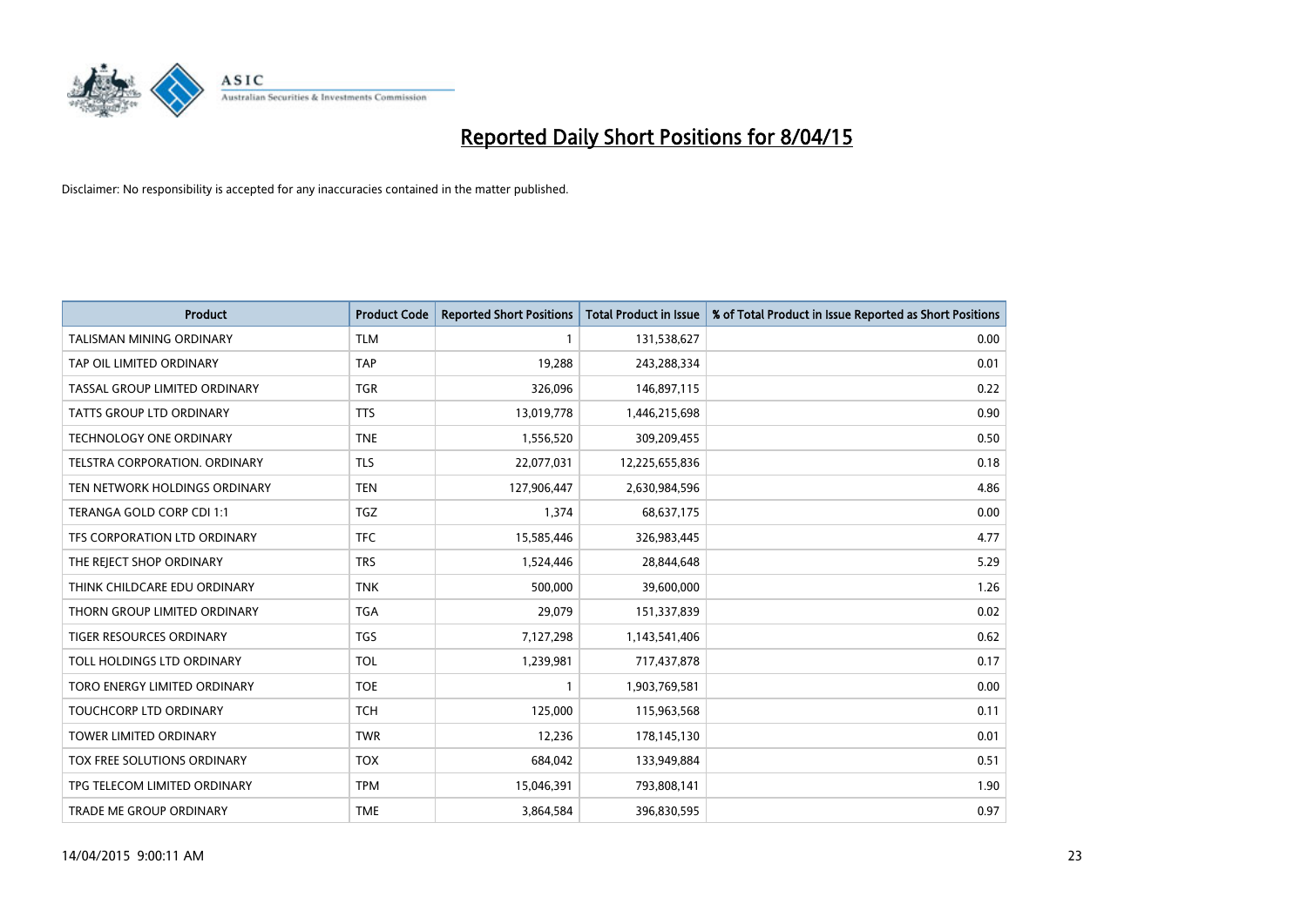# Reported Daily Short Positions for 8/04/15

Disclaimer: No responsibility is accepted for any inaccuracies contained in the matter published.

| Product | Product Code | Reported Short Positions | Total Product in Issue | % of Total Product in Issue Reported as Short Positions |
|---|---|---|---|---|
| TALISMAN MINING ORDINARY | TLM | 1 | 131,538,627 | 0.00 |
| TAP OIL LIMITED ORDINARY | TAP | 19,288 | 243,288,334 | 0.01 |
| TASSAL GROUP LIMITED ORDINARY | TGR | 326,096 | 146,897,115 | 0.22 |
| TATTS GROUP LTD ORDINARY | TTS | 13,019,778 | 1,446,215,698 | 0.90 |
| TECHNOLOGY ONE ORDINARY | TNE | 1,556,520 | 309,209,455 | 0.50 |
| TELSTRA CORPORATION. ORDINARY | TLS | 22,077,031 | 12,225,655,836 | 0.18 |
| TEN NETWORK HOLDINGS ORDINARY | TEN | 127,906,447 | 2,630,984,596 | 4.86 |
| TERANGA GOLD CORP CDI 1:1 | TGZ | 1,374 | 68,637,175 | 0.00 |
| TFS CORPORATION LTD ORDINARY | TFC | 15,585,446 | 326,983,445 | 4.77 |
| THE REJECT SHOP ORDINARY | TRS | 1,524,446 | 28,844,648 | 5.29 |
| THINK CHILDCARE EDU ORDINARY | TNK | 500,000 | 39,600,000 | 1.26 |
| THORN GROUP LIMITED ORDINARY | TGA | 29,079 | 151,337,839 | 0.02 |
| TIGER RESOURCES ORDINARY | TGS | 7,127,298 | 1,143,541,406 | 0.62 |
| TOLL HOLDINGS LTD ORDINARY | TOL | 1,239,981 | 717,437,878 | 0.17 |
| TORO ENERGY LIMITED ORDINARY | TOE | 1 | 1,903,769,581 | 0.00 |
| TOUCHCORP LTD ORDINARY | TCH | 125,000 | 115,963,568 | 0.11 |
| TOWER LIMITED ORDINARY | TWR | 12,236 | 178,145,130 | 0.01 |
| TOX FREE SOLUTIONS ORDINARY | TOX | 684,042 | 133,949,884 | 0.51 |
| TPG TELECOM LIMITED ORDINARY | TPM | 15,046,391 | 793,808,141 | 1.90 |
| TRADE ME GROUP ORDINARY | TME | 3,864,584 | 396,830,595 | 0.97 |

14/04/2015 9:00:11 AM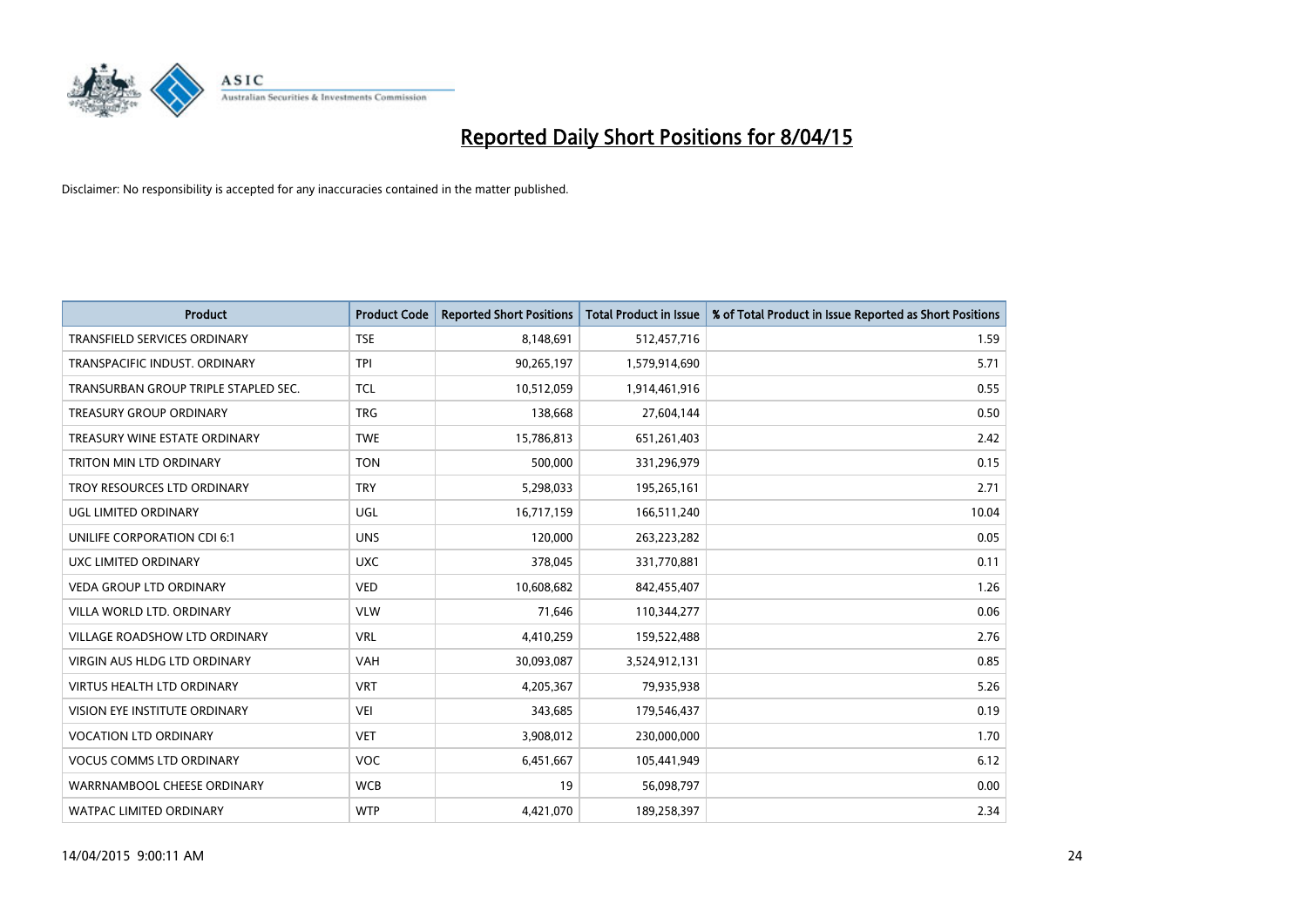# Reported Daily Short Positions for 8/04/15

Disclaimer: No responsibility is accepted for any inaccuracies contained in the matter published.

| Product | Product Code | Reported Short Positions | Total Product in Issue | % of Total Product in Issue Reported as Short Positions |
|---|---|---|---|---|
| TRANSFIELD SERVICES ORDINARY | TSE | 8,148,691 | 512,457,716 | 1.59 |
| TRANSPACIFIC INDUST. ORDINARY | TPI | 90,265,197 | 1,579,914,690 | 5.71 |
| TRANSURBAN GROUP TRIPLE STAPLED SEC. | TCL | 10,512,059 | 1,914,461,916 | 0.55 |
| TREASURY GROUP ORDINARY | TRG | 138,668 | 27,604,144 | 0.50 |
| TREASURY WINE ESTATE ORDINARY | TWE | 15,786,813 | 651,261,403 | 2.42 |
| TRITON MIN LTD ORDINARY | TON | 500,000 | 331,296,979 | 0.15 |
| TROY RESOURCES LTD ORDINARY | TRY | 5,298,033 | 195,265,161 | 2.71 |
| UGL LIMITED ORDINARY | UGL | 16,717,159 | 166,511,240 | 10.04 |
| UNILIFE CORPORATION CDI 6:1 | UNS | 120,000 | 263,223,282 | 0.05 |
| UXC LIMITED ORDINARY | UXC | 378,045 | 331,770,881 | 0.11 |
| VEDA GROUP LTD ORDINARY | VED | 10,608,682 | 842,455,407 | 1.26 |
| VILLA WORLD LTD. ORDINARY | VLW | 71,646 | 110,344,277 | 0.06 |
| VILLAGE ROADSHOW LTD ORDINARY | VRL | 4,410,259 | 159,522,488 | 2.76 |
| VIRGIN AUS HLDG LTD ORDINARY | VAH | 30,093,087 | 3,524,912,131 | 0.85 |
| VIRTUS HEALTH LTD ORDINARY | VRT | 4,205,367 | 79,935,938 | 5.26 |
| VISION EYE INSTITUTE ORDINARY | VEI | 343,685 | 179,546,437 | 0.19 |
| VOCATION LTD ORDINARY | VET | 3,908,012 | 230,000,000 | 1.70 |
| VOCUS COMMS LTD ORDINARY | VOC | 6,451,667 | 105,441,949 | 6.12 |
| WARRNAMBOOL CHEESE ORDINARY | WCB | 19 | 56,098,797 | 0.00 |
| WATPAC LIMITED ORDINARY | WTP | 4,421,070 | 189,258,397 | 2.34 |

14/04/2015 9:00:11 AM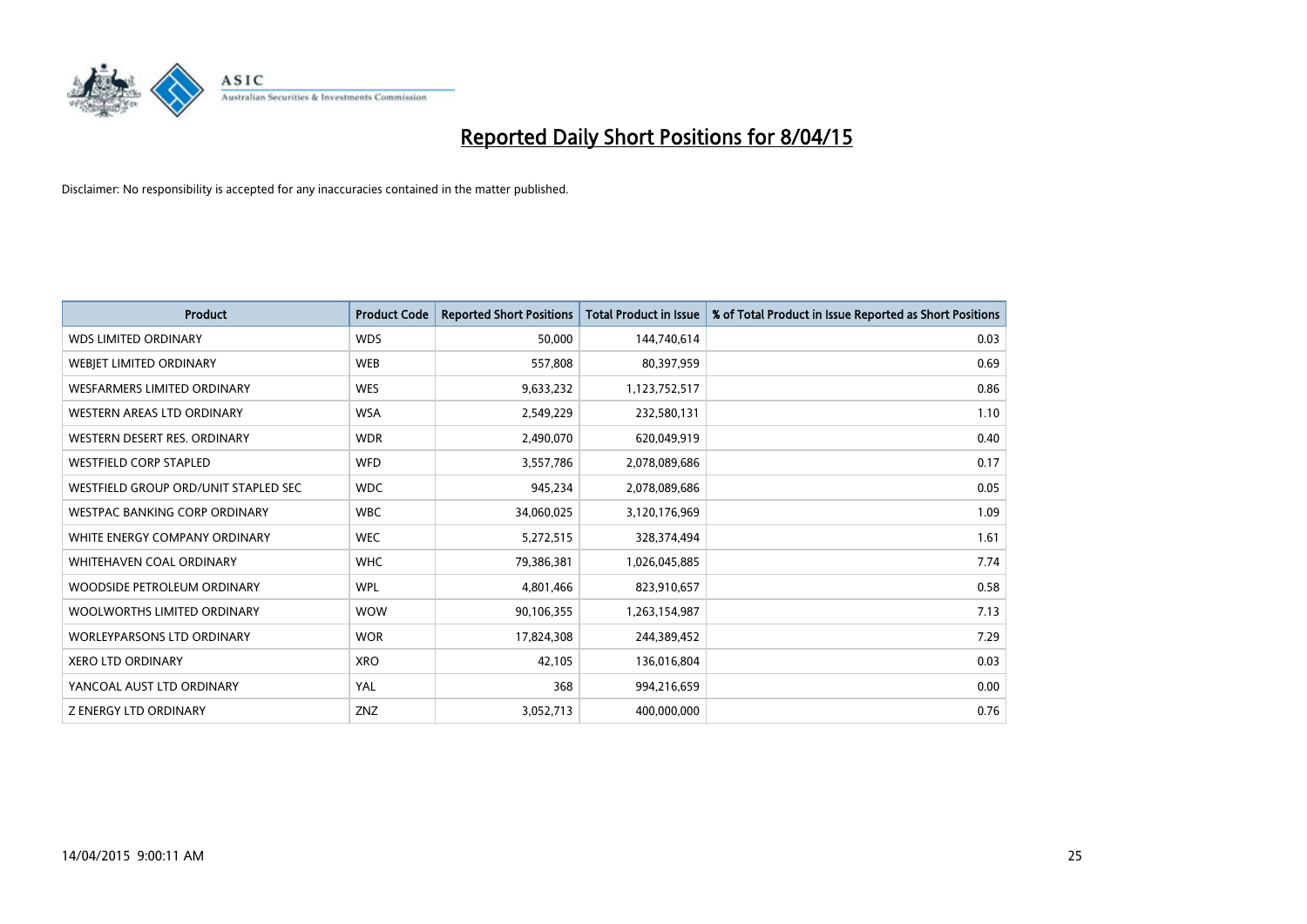# Reported Daily Short Positions for 8/04/15

Disclaimer: No responsibility is accepted for any inaccuracies contained in the matter published.

| Product | Product Code | Reported Short Positions | Total Product in Issue | % of Total Product in Issue Reported as Short Positions |
|---|---|---|---|---|
| WDS LIMITED ORDINARY | WDS | 50,000 | 144,740,614 | 0.03 |
| WEBJET LIMITED ORDINARY | WEB | 557,808 | 80,397,959 | 0.69 |
| WESFARMERS LIMITED ORDINARY | WES | 9,633,232 | 1,123,752,517 | 0.86 |
| WESTERN AREAS LTD ORDINARY | WSA | 2,549,229 | 232,580,131 | 1.10 |
| WESTERN DESERT RES. ORDINARY | WDR | 2,490,070 | 620,049,919 | 0.40 |
| WESTFIELD CORP STAPLED | WFD | 3,557,786 | 2,078,089,686 | 0.17 |
| WESTFIELD GROUP ORD/UNIT STAPLED SEC | WDC | 945,234 | 2,078,089,686 | 0.05 |
| WESTPAC BANKING CORP ORDINARY | WBC | 34,060,025 | 3,120,176,969 | 1.09 |
| WHITE ENERGY COMPANY ORDINARY | WEC | 5,272,515 | 328,374,494 | 1.61 |
| WHITEHAVEN COAL ORDINARY | WHC | 79,386,381 | 1,026,045,885 | 7.74 |
| WOODSIDE PETROLEUM ORDINARY | WPL | 4,801,466 | 823,910,657 | 0.58 |
| WOOLWORTHS LIMITED ORDINARY | WOW | 90,106,355 | 1,263,154,987 | 7.13 |
| WORLEYPARSONS LTD ORDINARY | WOR | 17,824,308 | 244,389,452 | 7.29 |
| XERO LTD ORDINARY | XRO | 42,105 | 136,016,804 | 0.03 |
| YANCOAL AUST LTD ORDINARY | YAL | 368 | 994,216,659 | 0.00 |
| Z ENERGY LTD ORDINARY | ZNZ | 3,052,713 | 400,000,000 | 0.76 |

14/04/2015 9:00:11 AM